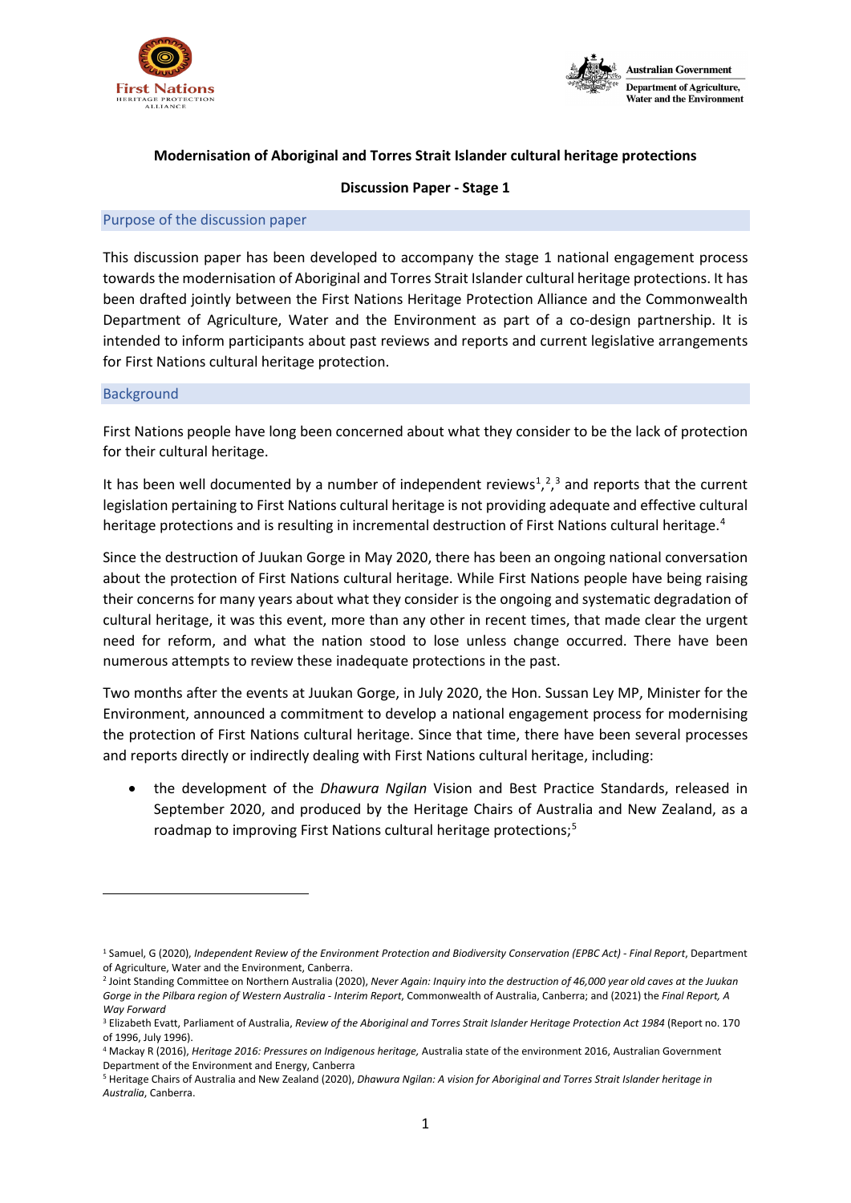**Modernisation of Aboriginal and Torres Strait Islander cultural heritage protections**

**Discussion Paper - Stage 1**

## Purpose of the discussion paper

This discussion paper has been developed to accompany the stage 1 national engagement process towards the modernisation of Aboriginal and Torres Strait Islander cultural heritage protections. It has been drafted jointly between the First Nations Heritage Protection Alliance and the Commonwealth Department of Agriculture, Water and the Environment as part of a co-design partnership. It is intended to inform participants about past reviews and reports and current legislative arrangements for First Nations cultural heritage protection.

## Background

First Nations people have long been concerned about what they consider to be the lack of protection for their cultural heritage.

It has been well documented by a number of independent reviews[1],[2],[3] and reports that the current legislation pertaining to First Nations cultural heritage is not providing adequate and effective cultural heritage protections and is resulting in incremental destruction of First Nations cultural heritage.[4]

Since the destruction of Juukan Gorge in May 2020, there has been an ongoing national conversation about the protection of First Nations cultural heritage. While First Nations people have being raising their concerns for many years about what they consider is the ongoing and systematic degradation of cultural heritage, it was this event, more than any other in recent times, that made clear the urgent need for reform, and what the nation stood to lose unless change occurred. There have been numerous attempts to review these inadequate protections in the past.

Two months after the events at Juukan Gorge, in July 2020, the Hon. Sussan Ley MP, Minister for the Environment, announced a commitment to develop a national engagement process for modernising the protection of First Nations cultural heritage. Since that time, there have been several processes and reports directly or indirectly dealing with First Nations cultural heritage, including:

- the development of the *Dhawura Ngilan* Vision and Best Practice Standards, released in September 2020, and produced by the Heritage Chairs of Australia and New Zealand, as a roadmap to improving First Nations cultural heritage protections;[5]

---

[1] Samuel, G (2020), *Independent Review of the Environment Protection and Biodiversity Conservation (EPBC Act) - Final Report*, Department of Agriculture, Water and the Environment, Canberra.

[2] Joint Standing Committee on Northern Australia (2020), *Never Again: Inquiry into the destruction of 46,000 year old caves at the Juukan Gorge in the Pilbara region of Western Australia - Interim Report*, Commonwealth of Australia, Canberra; and (2021) the *Final Report, A Way Forward*

[3] Elizabeth Evatt, Parliament of Australia, *Review of the Aboriginal and Torres Strait Islander Heritage Protection Act 1984* (Report no. 170 of 1996, July 1996).

[4] Mackay R (2016), *Heritage 2016: Pressures on Indigenous heritage,* Australia state of the environment 2016, Australian Government Department of the Environment and Energy, Canberra

[5] Heritage Chairs of Australia and New Zealand (2020), *Dhawura Ngilan: A vision for Aboriginal and Torres Strait Islander heritage in Australia*, Canberra.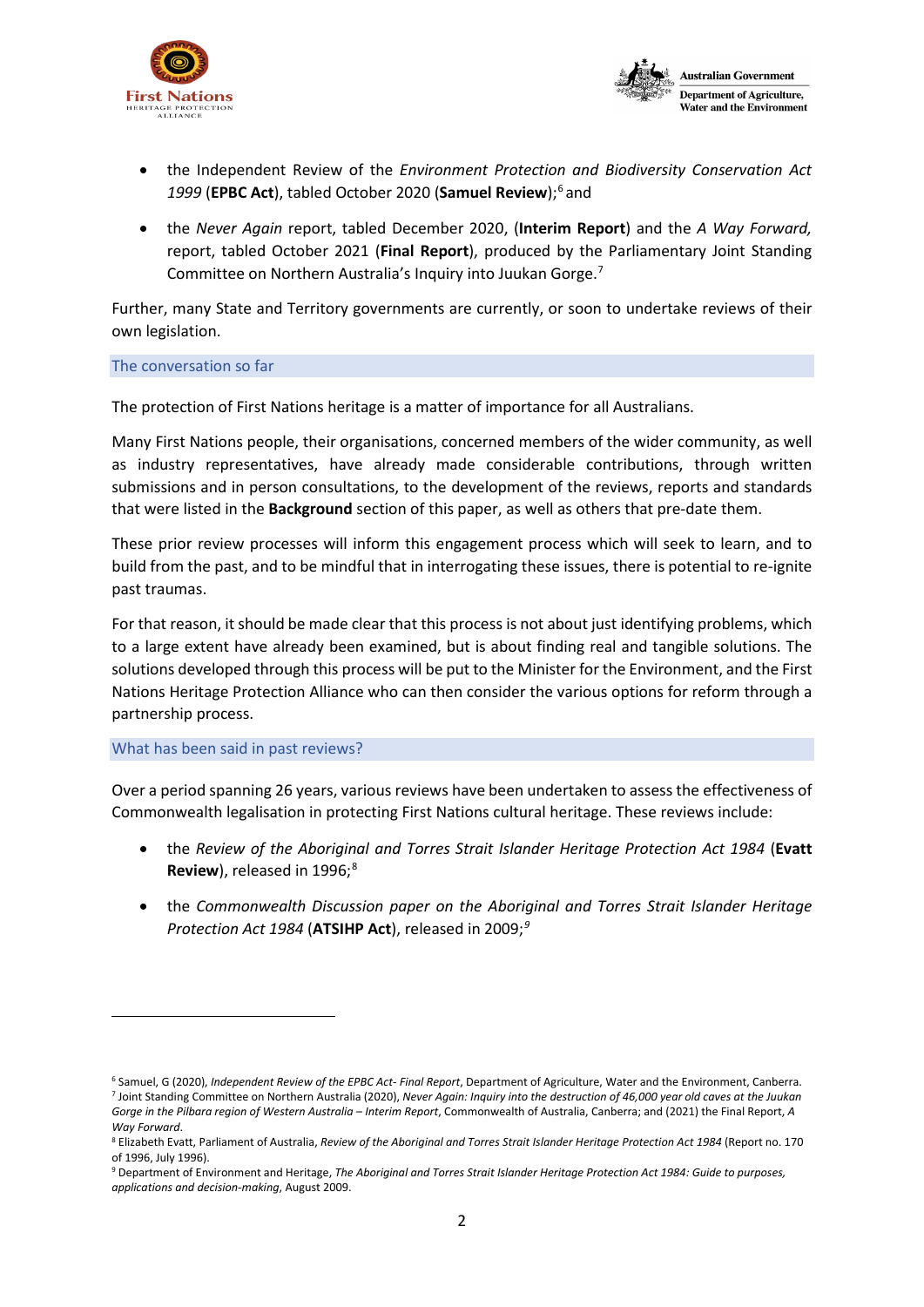- the Independent Review of the *Environment Protection and Biodiversity Conservation Act 1999* (**EPBC Act**), tabled October 2020 (**Samuel Review**);[6] and
- the *Never Again* report, tabled December 2020, (**Interim Report**) and the *A Way Forward,* report, tabled October 2021 (**Final Report**), produced by the Parliamentary Joint Standing Committee on Northern Australia's Inquiry into Juukan Gorge.[7]

Further, many State and Territory governments are currently, or soon to undertake reviews of their own legislation.

## The conversation so far

The protection of First Nations heritage is a matter of importance for all Australians.

Many First Nations people, their organisations, concerned members of the wider community, as well as industry representatives, have already made considerable contributions, through written submissions and in person consultations, to the development of the reviews, reports and standards that were listed in the **Background** section of this paper, as well as others that pre-date them.

These prior review processes will inform this engagement process which will seek to learn, and to build from the past, and to be mindful that in interrogating these issues, there is potential to re-ignite past traumas.

For that reason, it should be made clear that this process is not about just identifying problems, which to a large extent have already been examined, but is about finding real and tangible solutions. The solutions developed through this process will be put to the Minister for the Environment, and the First Nations Heritage Protection Alliance who can then consider the various options for reform through a partnership process.

## What has been said in past reviews?

Over a period spanning 26 years, various reviews have been undertaken to assess the effectiveness of Commonwealth legalisation in protecting First Nations cultural heritage. These reviews include:

- the *Review of the Aboriginal and Torres Strait Islander Heritage Protection Act 1984* (**Evatt Review**), released in 1996;[8]
- the *Commonwealth Discussion paper on the Aboriginal and Torres Strait Islander Heritage Protection Act 1984* (**ATSIHP Act**), released in 2009;[9]

---

[6] Samuel, G (2020), *Independent Review of the EPBC Act- Final Report*, Department of Agriculture, Water and the Environment, Canberra.

[7] Joint Standing Committee on Northern Australia (2020), *Never Again: Inquiry into the destruction of 46,000 year old caves at the Juukan Gorge in the Pilbara region of Western Australia – Interim Report*, Commonwealth of Australia, Canberra; and (2021) the Final Report, *A Way Forward*.

[8] Elizabeth Evatt, Parliament of Australia, *Review of the Aboriginal and Torres Strait Islander Heritage Protection Act 1984* (Report no. 170 of 1996, July 1996).

[9] Department of Environment and Heritage, *The Aboriginal and Torres Strait Islander Heritage Protection Act 1984: Guide to purposes, applications and decision-making*, August 2009.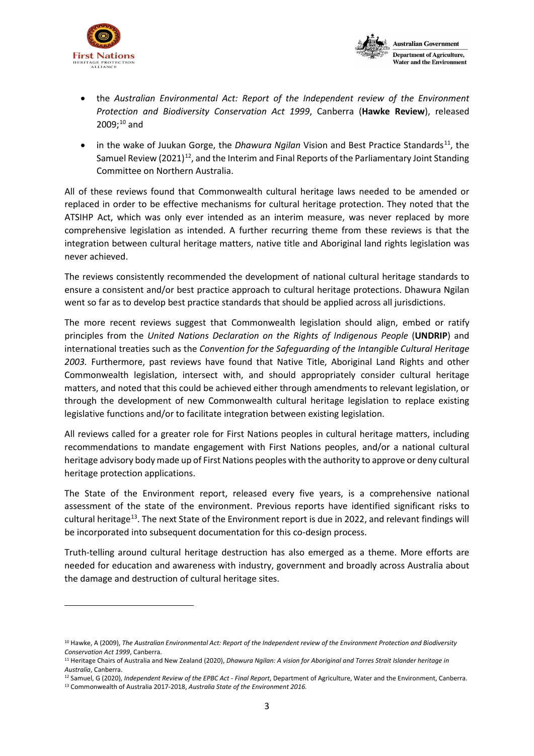- the *Australian Environmental Act: Report of the Independent review of the Environment Protection and Biodiversity Conservation Act 1999*, Canberra (**Hawke Review**), released 2009;[10] and
- in the wake of Juukan Gorge, the *Dhawura Ngilan* Vision and Best Practice Standards[11], the Samuel Review (2021)[12], and the Interim and Final Reports of the Parliamentary Joint Standing Committee on Northern Australia.

All of these reviews found that Commonwealth cultural heritage laws needed to be amended or replaced in order to be effective mechanisms for cultural heritage protection. They noted that the ATSIHP Act, which was only ever intended as an interim measure, was never replaced by more comprehensive legislation as intended. A further recurring theme from these reviews is that the integration between cultural heritage matters, native title and Aboriginal land rights legislation was never achieved.

The reviews consistently recommended the development of national cultural heritage standards to ensure a consistent and/or best practice approach to cultural heritage protections. Dhawura Ngilan went so far as to develop best practice standards that should be applied across all jurisdictions.

The more recent reviews suggest that Commonwealth legislation should align, embed or ratify principles from the *United Nations Declaration on the Rights of Indigenous People* (**UNDRIP**) and international treaties such as the *Convention for the Safeguarding of the Intangible Cultural Heritage 2003.* Furthermore, past reviews have found that Native Title, Aboriginal Land Rights and other Commonwealth legislation, intersect with, and should appropriately consider cultural heritage matters, and noted that this could be achieved either through amendments to relevant legislation, or through the development of new Commonwealth cultural heritage legislation to replace existing legislative functions and/or to facilitate integration between existing legislation.

All reviews called for a greater role for First Nations peoples in cultural heritage matters, including recommendations to mandate engagement with First Nations peoples, and/or a national cultural heritage advisory body made up of First Nations peoples with the authority to approve or deny cultural heritage protection applications.

The State of the Environment report, released every five years, is a comprehensive national assessment of the state of the environment. Previous reports have identified significant risks to cultural heritage[13]. The next State of the Environment report is due in 2022, and relevant findings will be incorporated into subsequent documentation for this co-design process.

Truth-telling around cultural heritage destruction has also emerged as a theme. More efforts are needed for education and awareness with industry, government and broadly across Australia about the damage and destruction of cultural heritage sites.

---

[10] Hawke, A (2009), *The Australian Environmental Act: Report of the Independent review of the Environment Protection and Biodiversity Conservation Act 1999*, Canberra.

[11] Heritage Chairs of Australia and New Zealand (2020), *Dhawura Ngilan: A vision for Aboriginal and Torres Strait Islander heritage in Australia*, Canberra.

[12] Samuel, G (2020), *Independent Review of the EPBC Act - Final Report*, Department of Agriculture, Water and the Environment, Canberra.

[13] Commonwealth of Australia 2017-2018, *Australia State of the Environment 2016.*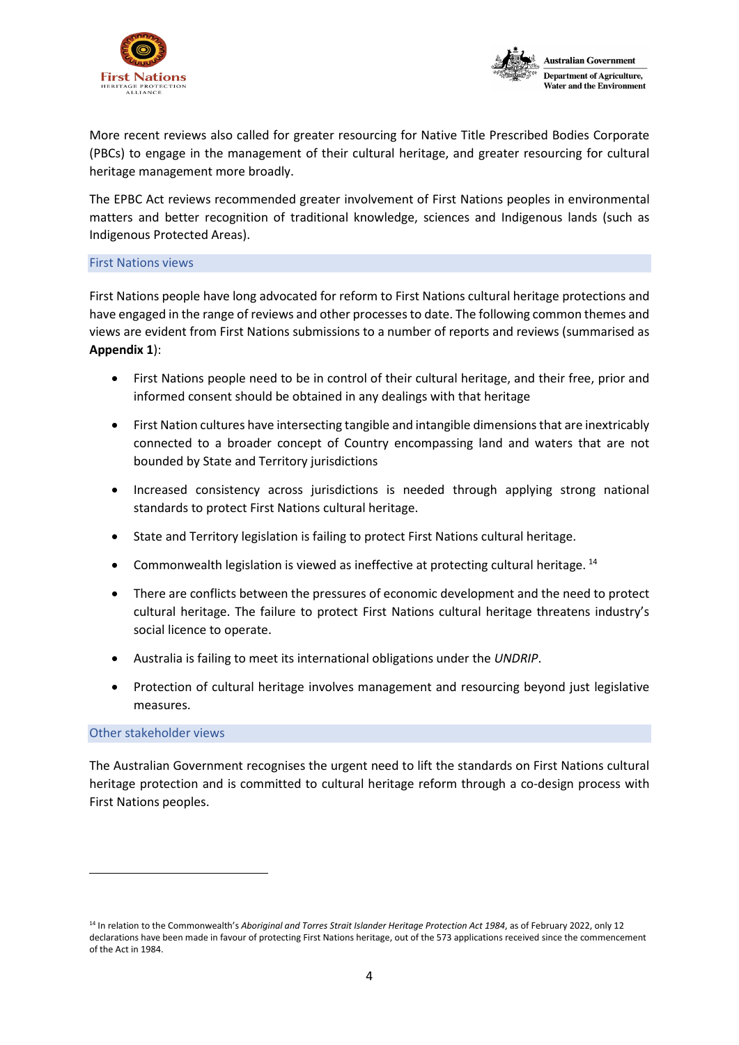More recent reviews also called for greater resourcing for Native Title Prescribed Bodies Corporate (PBCs) to engage in the management of their cultural heritage, and greater resourcing for cultural heritage management more broadly.

The EPBC Act reviews recommended greater involvement of First Nations peoples in environmental matters and better recognition of traditional knowledge, sciences and Indigenous lands (such as Indigenous Protected Areas).

### First Nations views

First Nations people have long advocated for reform to First Nations cultural heritage protections and have engaged in the range of reviews and other processes to date. The following common themes and views are evident from First Nations submissions to a number of reports and reviews (summarised as **Appendix 1**):

- First Nations people need to be in control of their cultural heritage, and their free, prior and informed consent should be obtained in any dealings with that heritage
- First Nation cultures have intersecting tangible and intangible dimensions that are inextricably connected to a broader concept of Country encompassing land and waters that are not bounded by State and Territory jurisdictions
- Increased consistency across jurisdictions is needed through applying strong national standards to protect First Nations cultural heritage.
- State and Territory legislation is failing to protect First Nations cultural heritage.
- Commonwealth legislation is viewed as ineffective at protecting cultural heritage. [14]
- There are conflicts between the pressures of economic development and the need to protect cultural heritage. The failure to protect First Nations cultural heritage threatens industry's social licence to operate.
- Australia is failing to meet its international obligations under the *UNDRIP*.
- Protection of cultural heritage involves management and resourcing beyond just legislative measures.

### Other stakeholder views

The Australian Government recognises the urgent need to lift the standards on First Nations cultural heritage protection and is committed to cultural heritage reform through a co-design process with First Nations peoples.

---

[14] In relation to the Commonwealth's *Aboriginal and Torres Strait Islander Heritage Protection Act 1984*, as of February 2022, only 12 declarations have been made in favour of protecting First Nations heritage, out of the 573 applications received since the commencement of the Act in 1984.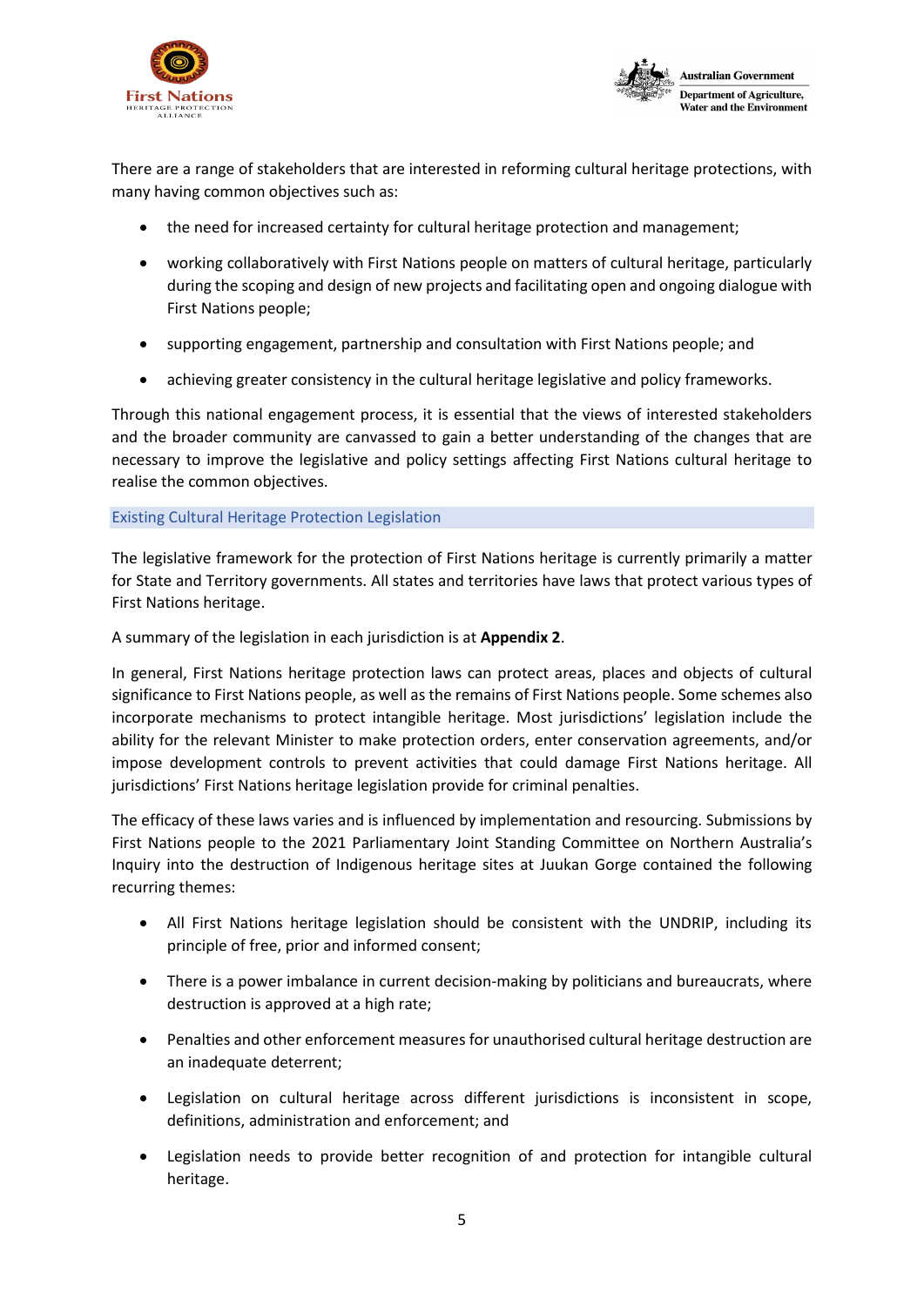There are a range of stakeholders that are interested in reforming cultural heritage protections, with many having common objectives such as:

- the need for increased certainty for cultural heritage protection and management;
- working collaboratively with First Nations people on matters of cultural heritage, particularly during the scoping and design of new projects and facilitating open and ongoing dialogue with First Nations people;
- supporting engagement, partnership and consultation with First Nations people; and
- achieving greater consistency in the cultural heritage legislative and policy frameworks.

Through this national engagement process, it is essential that the views of interested stakeholders and the broader community are canvassed to gain a better understanding of the changes that are necessary to improve the legislative and policy settings affecting First Nations cultural heritage to realise the common objectives.

## Existing Cultural Heritage Protection Legislation

The legislative framework for the protection of First Nations heritage is currently primarily a matter for State and Territory governments. All states and territories have laws that protect various types of First Nations heritage.

A summary of the legislation in each jurisdiction is at **Appendix 2**.

In general, First Nations heritage protection laws can protect areas, places and objects of cultural significance to First Nations people, as well as the remains of First Nations people. Some schemes also incorporate mechanisms to protect intangible heritage. Most jurisdictions' legislation include the ability for the relevant Minister to make protection orders, enter conservation agreements, and/or impose development controls to prevent activities that could damage First Nations heritage. All jurisdictions' First Nations heritage legislation provide for criminal penalties.

The efficacy of these laws varies and is influenced by implementation and resourcing. Submissions by First Nations people to the 2021 Parliamentary Joint Standing Committee on Northern Australia's Inquiry into the destruction of Indigenous heritage sites at Juukan Gorge contained the following recurring themes:

- All First Nations heritage legislation should be consistent with the UNDRIP, including its principle of free, prior and informed consent;
- There is a power imbalance in current decision-making by politicians and bureaucrats, where destruction is approved at a high rate;
- Penalties and other enforcement measures for unauthorised cultural heritage destruction are an inadequate deterrent;
- Legislation on cultural heritage across different jurisdictions is inconsistent in scope, definitions, administration and enforcement; and
- Legislation needs to provide better recognition of and protection for intangible cultural heritage.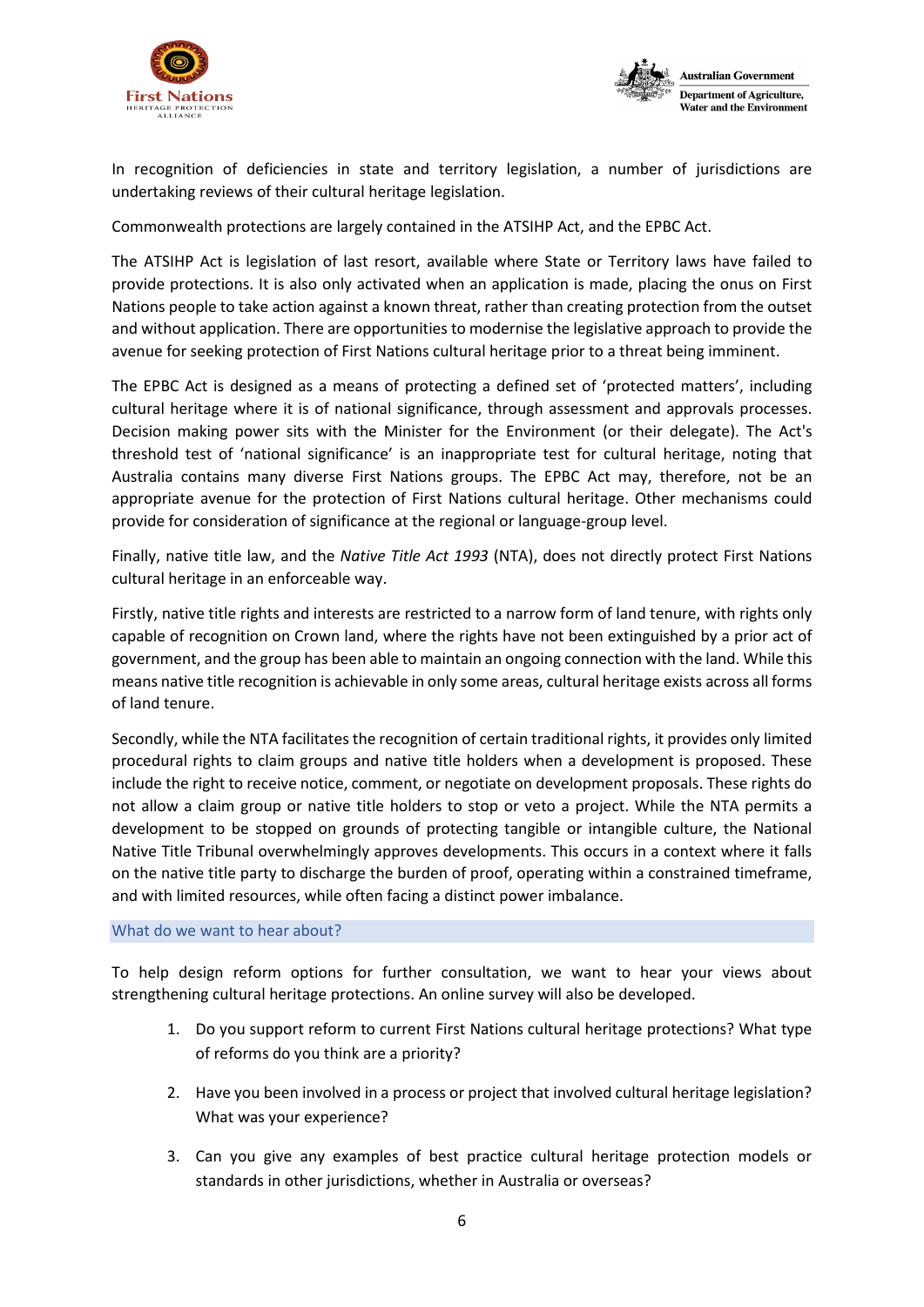In recognition of deficiencies in state and territory legislation, a number of jurisdictions are undertaking reviews of their cultural heritage legislation.

Commonwealth protections are largely contained in the ATSIHP Act, and the EPBC Act.

The ATSIHP Act is legislation of last resort, available where State or Territory laws have failed to provide protections. It is also only activated when an application is made, placing the onus on First Nations people to take action against a known threat, rather than creating protection from the outset and without application. There are opportunities to modernise the legislative approach to provide the avenue for seeking protection of First Nations cultural heritage prior to a threat being imminent.

The EPBC Act is designed as a means of protecting a defined set of 'protected matters', including cultural heritage where it is of national significance, through assessment and approvals processes. Decision making power sits with the Minister for the Environment (or their delegate). The Act's threshold test of 'national significance' is an inappropriate test for cultural heritage, noting that Australia contains many diverse First Nations groups. The EPBC Act may, therefore, not be an appropriate avenue for the protection of First Nations cultural heritage. Other mechanisms could provide for consideration of significance at the regional or language-group level.

Finally, native title law, and the *Native Title Act 1993* (NTA), does not directly protect First Nations cultural heritage in an enforceable way.

Firstly, native title rights and interests are restricted to a narrow form of land tenure, with rights only capable of recognition on Crown land, where the rights have not been extinguished by a prior act of government, and the group has been able to maintain an ongoing connection with the land. While this means native title recognition is achievable in only some areas, cultural heritage exists across all forms of land tenure.

Secondly, while the NTA facilitates the recognition of certain traditional rights, it provides only limited procedural rights to claim groups and native title holders when a development is proposed. These include the right to receive notice, comment, or negotiate on development proposals. These rights do not allow a claim group or native title holders to stop or veto a project. While the NTA permits a development to be stopped on grounds of protecting tangible or intangible culture, the National Native Title Tribunal overwhelmingly approves developments. This occurs in a context where it falls on the native title party to discharge the burden of proof, operating within a constrained timeframe, and with limited resources, while often facing a distinct power imbalance.

## What do we want to hear about?

To help design reform options for further consultation, we want to hear your views about strengthening cultural heritage protections. An online survey will also be developed.

1. Do you support reform to current First Nations cultural heritage protections? What type of reforms do you think are a priority?
2. Have you been involved in a process or project that involved cultural heritage legislation? What was your experience?
3. Can you give any examples of best practice cultural heritage protection models or standards in other jurisdictions, whether in Australia or overseas?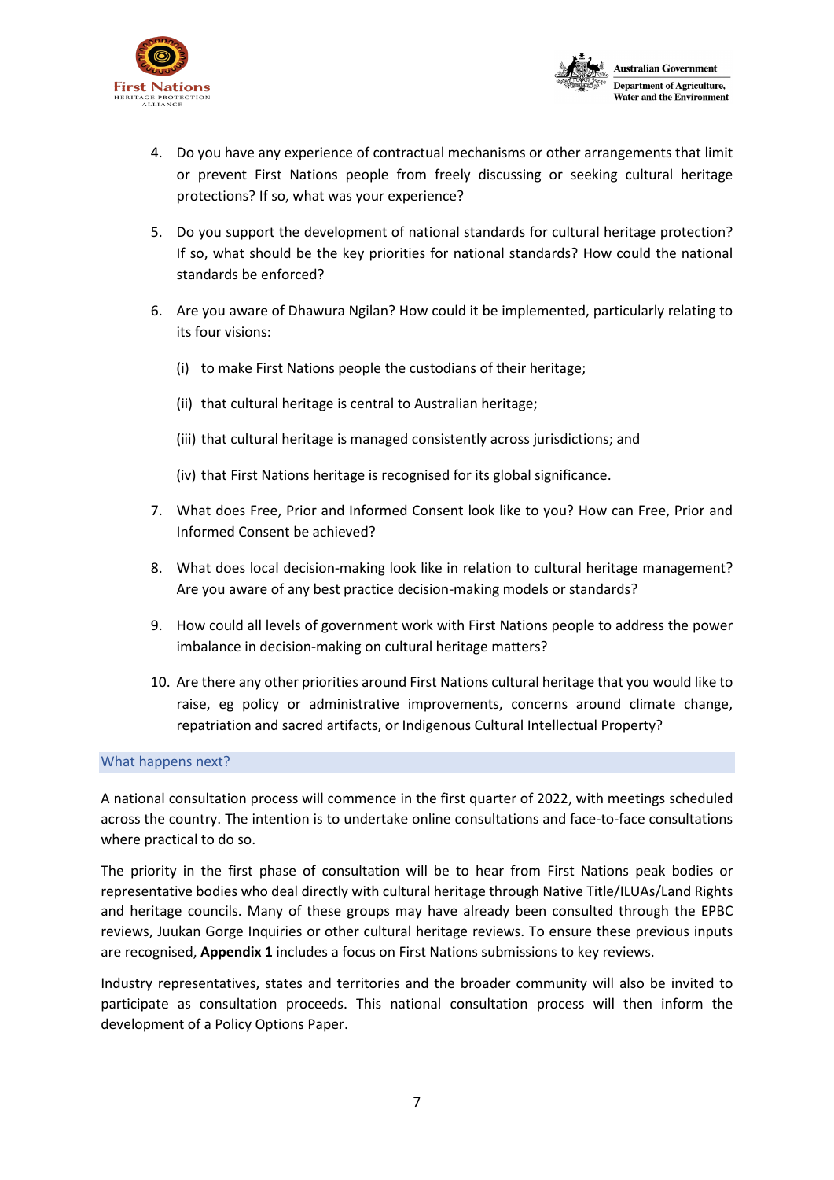4. Do you have any experience of contractual mechanisms or other arrangements that limit or prevent First Nations people from freely discussing or seeking cultural heritage protections? If so, what was your experience?

5. Do you support the development of national standards for cultural heritage protection? If so, what should be the key priorities for national standards? How could the national standards be enforced?

6. Are you aware of Dhawura Ngilan? How could it be implemented, particularly relating to its four visions:

   (i) to make First Nations people the custodians of their heritage;

   (ii) that cultural heritage is central to Australian heritage;

   (iii) that cultural heritage is managed consistently across jurisdictions; and

   (iv) that First Nations heritage is recognised for its global significance.

7. What does Free, Prior and Informed Consent look like to you? How can Free, Prior and Informed Consent be achieved?

8. What does local decision-making look like in relation to cultural heritage management? Are you aware of any best practice decision-making models or standards?

9. How could all levels of government work with First Nations people to address the power imbalance in decision-making on cultural heritage matters?

10. Are there any other priorities around First Nations cultural heritage that you would like to raise, eg policy or administrative improvements, concerns around climate change, repatriation and sacred artifacts, or Indigenous Cultural Intellectual Property?

## What happens next?

A national consultation process will commence in the first quarter of 2022, with meetings scheduled across the country. The intention is to undertake online consultations and face-to-face consultations where practical to do so.

The priority in the first phase of consultation will be to hear from First Nations peak bodies or representative bodies who deal directly with cultural heritage through Native Title/ILUAs/Land Rights and heritage councils. Many of these groups may have already been consulted through the EPBC reviews, Juukan Gorge Inquiries or other cultural heritage reviews. To ensure these previous inputs are recognised, **Appendix 1** includes a focus on First Nations submissions to key reviews.

Industry representatives, states and territories and the broader community will also be invited to participate as consultation proceeds. This national consultation process will then inform the development of a Policy Options Paper.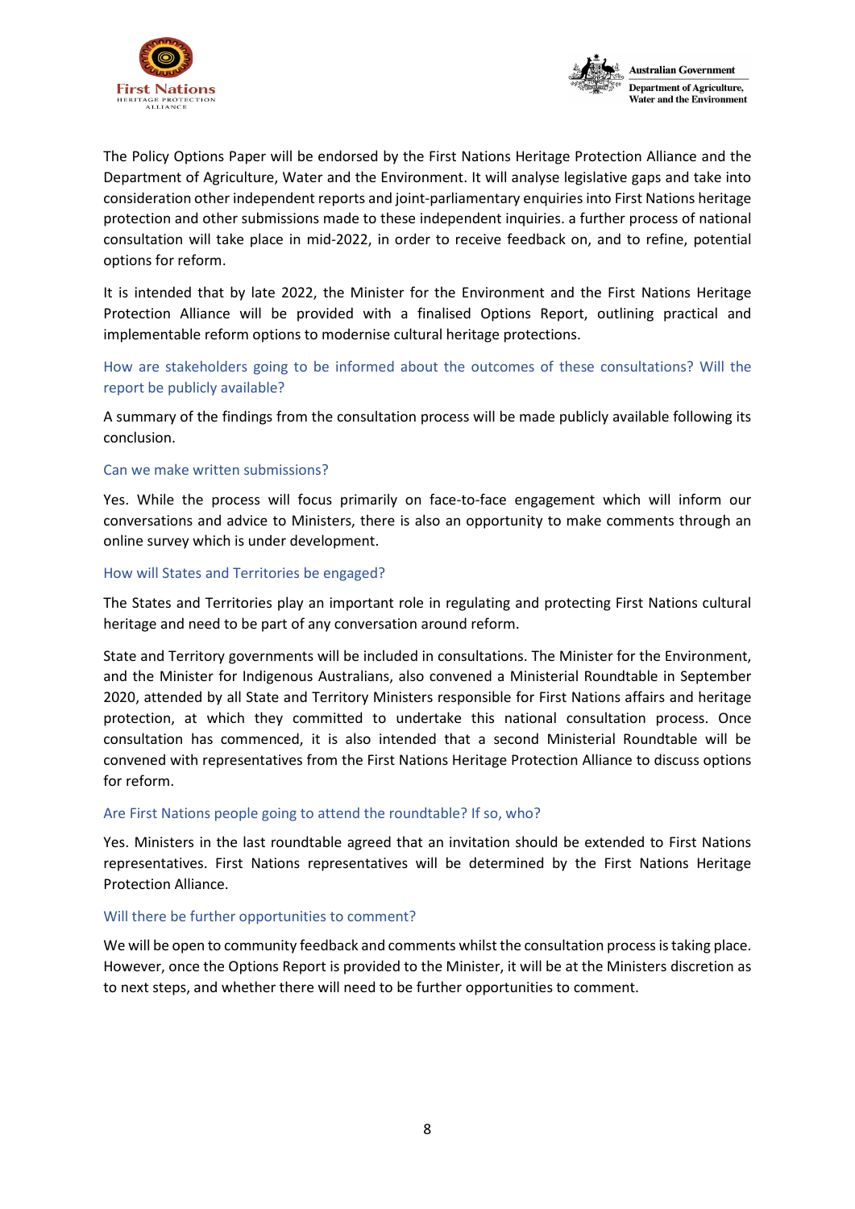The Policy Options Paper will be endorsed by the First Nations Heritage Protection Alliance and the Department of Agriculture, Water and the Environment. It will analyse legislative gaps and take into consideration other independent reports and joint-parliamentary enquiries into First Nations heritage protection and other submissions made to these independent inquiries. a further process of national consultation will take place in mid-2022, in order to receive feedback on, and to refine, potential options for reform.

It is intended that by late 2022, the Minister for the Environment and the First Nations Heritage Protection Alliance will be provided with a finalised Options Report, outlining practical and implementable reform options to modernise cultural heritage protections.

### How are stakeholders going to be informed about the outcomes of these consultations? Will the report be publicly available?

A summary of the findings from the consultation process will be made publicly available following its conclusion.

### Can we make written submissions?

Yes. While the process will focus primarily on face-to-face engagement which will inform our conversations and advice to Ministers, there is also an opportunity to make comments through an online survey which is under development.

### How will States and Territories be engaged?

The States and Territories play an important role in regulating and protecting First Nations cultural heritage and need to be part of any conversation around reform.

State and Territory governments will be included in consultations. The Minister for the Environment, and the Minister for Indigenous Australians, also convened a Ministerial Roundtable in September 2020, attended by all State and Territory Ministers responsible for First Nations affairs and heritage protection, at which they committed to undertake this national consultation process. Once consultation has commenced, it is also intended that a second Ministerial Roundtable will be convened with representatives from the First Nations Heritage Protection Alliance to discuss options for reform.

### Are First Nations people going to attend the roundtable? If so, who?

Yes. Ministers in the last roundtable agreed that an invitation should be extended to First Nations representatives. First Nations representatives will be determined by the First Nations Heritage Protection Alliance.

### Will there be further opportunities to comment?

We will be open to community feedback and comments whilst the consultation process is taking place. However, once the Options Report is provided to the Minister, it will be at the Ministers discretion as to next steps, and whether there will need to be further opportunities to comment.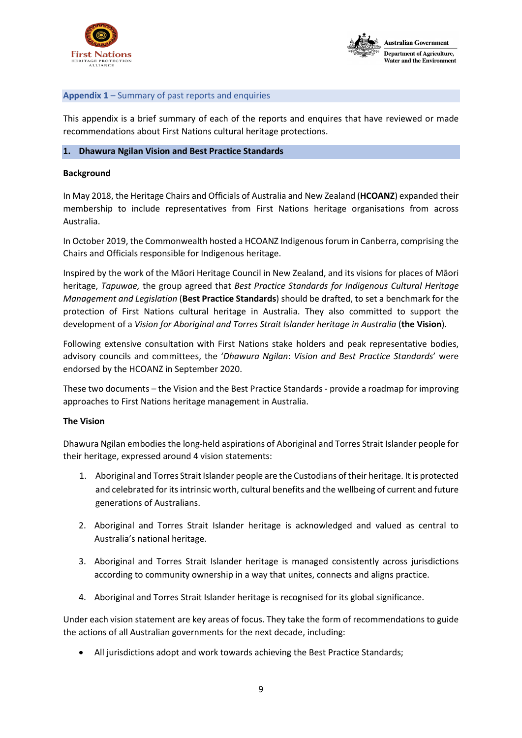**Appendix 1** – Summary of past reports and enquiries

This appendix is a brief summary of each of the reports and enquires that have reviewed or made recommendations about First Nations cultural heritage protections.

## 1. Dhawura Ngilan Vision and Best Practice Standards

### Background

In May 2018, the Heritage Chairs and Officials of Australia and New Zealand (**HCOANZ**) expanded their membership to include representatives from First Nations heritage organisations from across Australia.

In October 2019, the Commonwealth hosted a HCOANZ Indigenous forum in Canberra, comprising the Chairs and Officials responsible for Indigenous heritage.

Inspired by the work of the Māori Heritage Council in New Zealand, and its visions for places of Māori heritage, *Tapuwae,* the group agreed that *Best Practice Standards for Indigenous Cultural Heritage Management and Legislation* (**Best Practice Standards**) should be drafted, to set a benchmark for the protection of First Nations cultural heritage in Australia. They also committed to support the development of a *Vision for Aboriginal and Torres Strait Islander heritage in Australia* (**the Vision**).

Following extensive consultation with First Nations stake holders and peak representative bodies, advisory councils and committees, the '*Dhawura Ngilan*: *Vision and Best Practice Standards*' were endorsed by the HCOANZ in September 2020.

These two documents – the Vision and the Best Practice Standards - provide a roadmap for improving approaches to First Nations heritage management in Australia.

### The Vision

Dhawura Ngilan embodies the long-held aspirations of Aboriginal and Torres Strait Islander people for their heritage, expressed around 4 vision statements:

1. Aboriginal and Torres Strait Islander people are the Custodians of their heritage. It is protected and celebrated for its intrinsic worth, cultural benefits and the wellbeing of current and future generations of Australians.

2. Aboriginal and Torres Strait Islander heritage is acknowledged and valued as central to Australia's national heritage.

3. Aboriginal and Torres Strait Islander heritage is managed consistently across jurisdictions according to community ownership in a way that unites, connects and aligns practice.

4. Aboriginal and Torres Strait Islander heritage is recognised for its global significance.

Under each vision statement are key areas of focus. They take the form of recommendations to guide the actions of all Australian governments for the next decade, including:

- All jurisdictions adopt and work towards achieving the Best Practice Standards;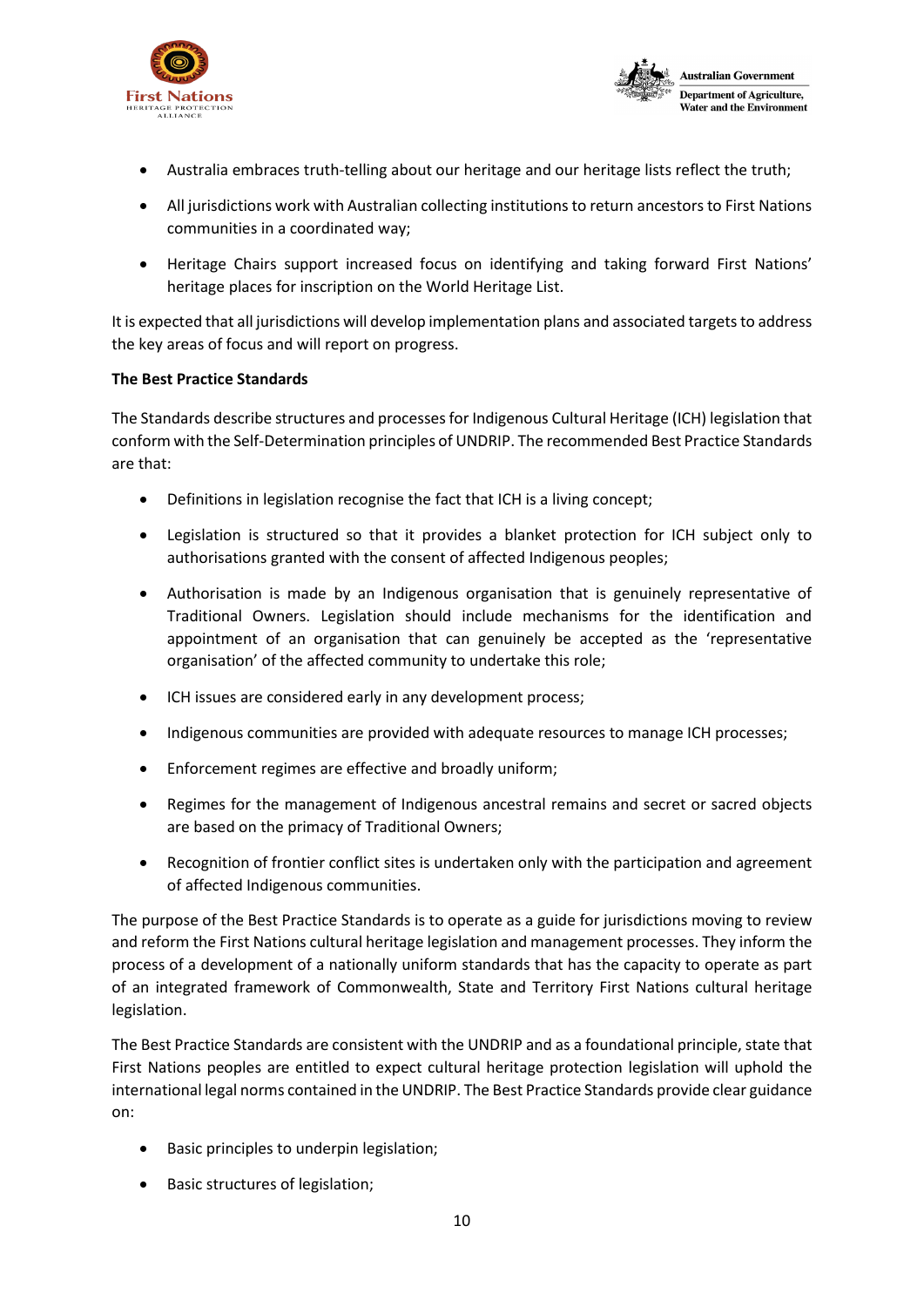- Australia embraces truth-telling about our heritage and our heritage lists reflect the truth;
- All jurisdictions work with Australian collecting institutions to return ancestors to First Nations communities in a coordinated way;
- Heritage Chairs support increased focus on identifying and taking forward First Nations' heritage places for inscription on the World Heritage List.

It is expected that all jurisdictions will develop implementation plans and associated targets to address the key areas of focus and will report on progress.

**The Best Practice Standards**

The Standards describe structures and processes for Indigenous Cultural Heritage (ICH) legislation that conform with the Self-Determination principles of UNDRIP. The recommended Best Practice Standards are that:

- Definitions in legislation recognise the fact that ICH is a living concept;
- Legislation is structured so that it provides a blanket protection for ICH subject only to authorisations granted with the consent of affected Indigenous peoples;
- Authorisation is made by an Indigenous organisation that is genuinely representative of Traditional Owners. Legislation should include mechanisms for the identification and appointment of an organisation that can genuinely be accepted as the 'representative organisation' of the affected community to undertake this role;
- ICH issues are considered early in any development process;
- Indigenous communities are provided with adequate resources to manage ICH processes;
- Enforcement regimes are effective and broadly uniform;
- Regimes for the management of Indigenous ancestral remains and secret or sacred objects are based on the primacy of Traditional Owners;
- Recognition of frontier conflict sites is undertaken only with the participation and agreement of affected Indigenous communities.

The purpose of the Best Practice Standards is to operate as a guide for jurisdictions moving to review and reform the First Nations cultural heritage legislation and management processes. They inform the process of a development of a nationally uniform standards that has the capacity to operate as part of an integrated framework of Commonwealth, State and Territory First Nations cultural heritage legislation.

The Best Practice Standards are consistent with the UNDRIP and as a foundational principle, state that First Nations peoples are entitled to expect cultural heritage protection legislation will uphold the international legal norms contained in the UNDRIP. The Best Practice Standards provide clear guidance on:

- Basic principles to underpin legislation;
- Basic structures of legislation;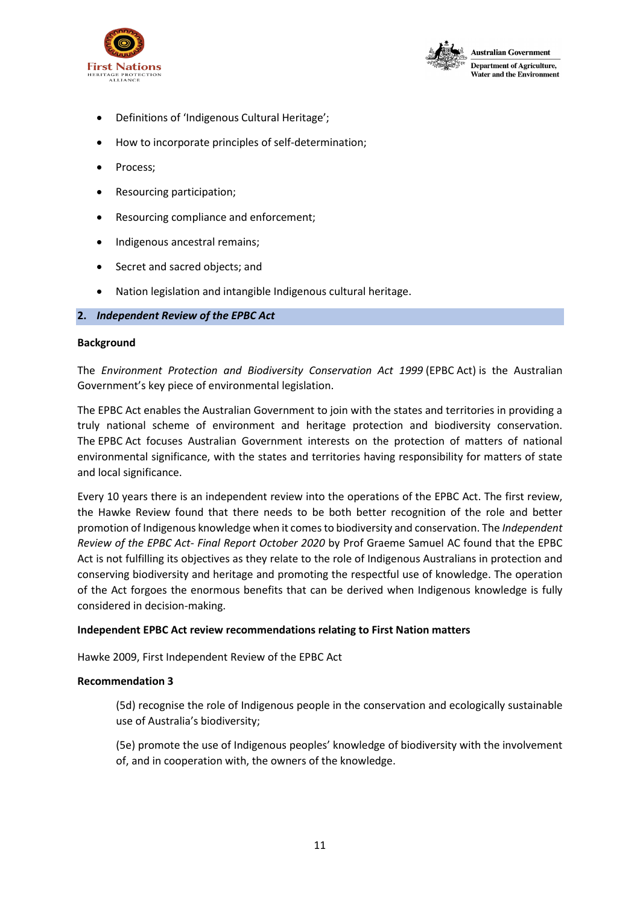- Definitions of 'Indigenous Cultural Heritage';
- How to incorporate principles of self-determination;
- Process;
- Resourcing participation;
- Resourcing compliance and enforcement;
- Indigenous ancestral remains;
- Secret and sacred objects; and
- Nation legislation and intangible Indigenous cultural heritage.

## 2. *Independent Review of the EPBC Act*

**Background**

The *Environment Protection and Biodiversity Conservation Act 1999* (EPBC Act) is the Australian Government's key piece of environmental legislation.

The EPBC Act enables the Australian Government to join with the states and territories in providing a truly national scheme of environment and heritage protection and biodiversity conservation. The EPBC Act focuses Australian Government interests on the protection of matters of national environmental significance, with the states and territories having responsibility for matters of state and local significance.

Every 10 years there is an independent review into the operations of the EPBC Act. The first review, the Hawke Review found that there needs to be both better recognition of the role and better promotion of Indigenous knowledge when it comes to biodiversity and conservation. The *Independent Review of the EPBC Act- Final Report October 2020* by Prof Graeme Samuel AC found that the EPBC Act is not fulfilling its objectives as they relate to the role of Indigenous Australians in protection and conserving biodiversity and heritage and promoting the respectful use of knowledge. The operation of the Act forgoes the enormous benefits that can be derived when Indigenous knowledge is fully considered in decision-making.

**Independent EPBC Act review recommendations relating to First Nation matters**

Hawke 2009, First Independent Review of the EPBC Act

**Recommendation 3**

> (5d) recognise the role of Indigenous people in the conservation and ecologically sustainable use of Australia's biodiversity;
>
> (5e) promote the use of Indigenous peoples' knowledge of biodiversity with the involvement of, and in cooperation with, the owners of the knowledge.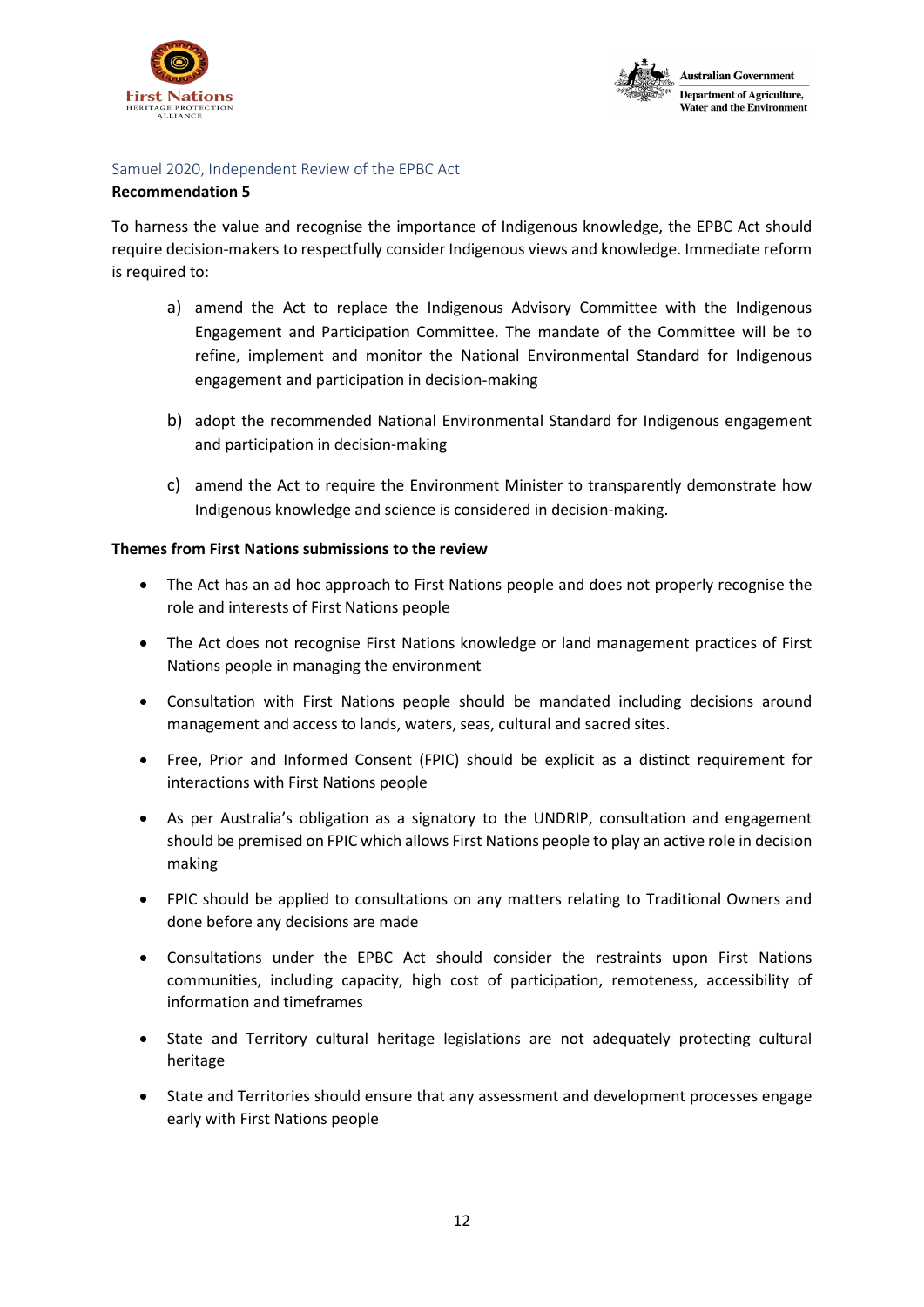Samuel 2020, Independent Review of the EPBC Act

**Recommendation 5**

To harness the value and recognise the importance of Indigenous knowledge, the EPBC Act should require decision-makers to respectfully consider Indigenous views and knowledge. Immediate reform is required to:

a) amend the Act to replace the Indigenous Advisory Committee with the Indigenous Engagement and Participation Committee. The mandate of the Committee will be to refine, implement and monitor the National Environmental Standard for Indigenous engagement and participation in decision-making

b) adopt the recommended National Environmental Standard for Indigenous engagement and participation in decision-making

c) amend the Act to require the Environment Minister to transparently demonstrate how Indigenous knowledge and science is considered in decision-making.

**Themes from First Nations submissions to the review**

- The Act has an ad hoc approach to First Nations people and does not properly recognise the role and interests of First Nations people
- The Act does not recognise First Nations knowledge or land management practices of First Nations people in managing the environment
- Consultation with First Nations people should be mandated including decisions around management and access to lands, waters, seas, cultural and sacred sites.
- Free, Prior and Informed Consent (FPIC) should be explicit as a distinct requirement for interactions with First Nations people
- As per Australia's obligation as a signatory to the UNDRIP, consultation and engagement should be premised on FPIC which allows First Nations people to play an active role in decision making
- FPIC should be applied to consultations on any matters relating to Traditional Owners and done before any decisions are made
- Consultations under the EPBC Act should consider the restraints upon First Nations communities, including capacity, high cost of participation, remoteness, accessibility of information and timeframes
- State and Territory cultural heritage legislations are not adequately protecting cultural heritage
- State and Territories should ensure that any assessment and development processes engage early with First Nations people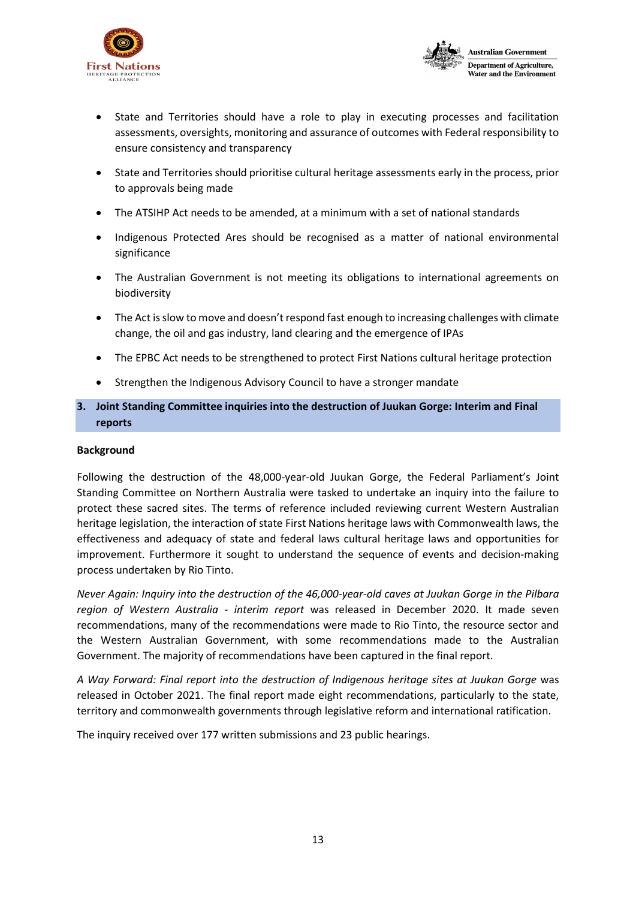- State and Territories should have a role to play in executing processes and facilitation assessments, oversights, monitoring and assurance of outcomes with Federal responsibility to ensure consistency and transparency
- State and Territories should prioritise cultural heritage assessments early in the process, prior to approvals being made
- The ATSIHP Act needs to be amended, at a minimum with a set of national standards
- Indigenous Protected Ares should be recognised as a matter of national environmental significance
- The Australian Government is not meeting its obligations to international agreements on biodiversity
- The Act is slow to move and doesn't respond fast enough to increasing challenges with climate change, the oil and gas industry, land clearing and the emergence of IPAs
- The EPBC Act needs to be strengthened to protect First Nations cultural heritage protection
- Strengthen the Indigenous Advisory Council to have a stronger mandate

## 3. Joint Standing Committee inquiries into the destruction of Juukan Gorge: Interim and Final reports

**Background**

Following the destruction of the 48,000-year-old Juukan Gorge, the Federal Parliament's Joint Standing Committee on Northern Australia were tasked to undertake an inquiry into the failure to protect these sacred sites. The terms of reference included reviewing current Western Australian heritage legislation, the interaction of state First Nations heritage laws with Commonwealth laws, the effectiveness and adequacy of state and federal laws cultural heritage laws and opportunities for improvement. Furthermore it sought to understand the sequence of events and decision-making process undertaken by Rio Tinto.

*Never Again: Inquiry into the destruction of the 46,000-year-old caves at Juukan Gorge in the Pilbara region of Western Australia - interim report* was released in December 2020. It made seven recommendations, many of the recommendations were made to Rio Tinto, the resource sector and the Western Australian Government, with some recommendations made to the Australian Government. The majority of recommendations have been captured in the final report.

*A Way Forward: Final report into the destruction of Indigenous heritage sites at Juukan Gorge* was released in October 2021. The final report made eight recommendations, particularly to the state, territory and commonwealth governments through legislative reform and international ratification.

The inquiry received over 177 written submissions and 23 public hearings.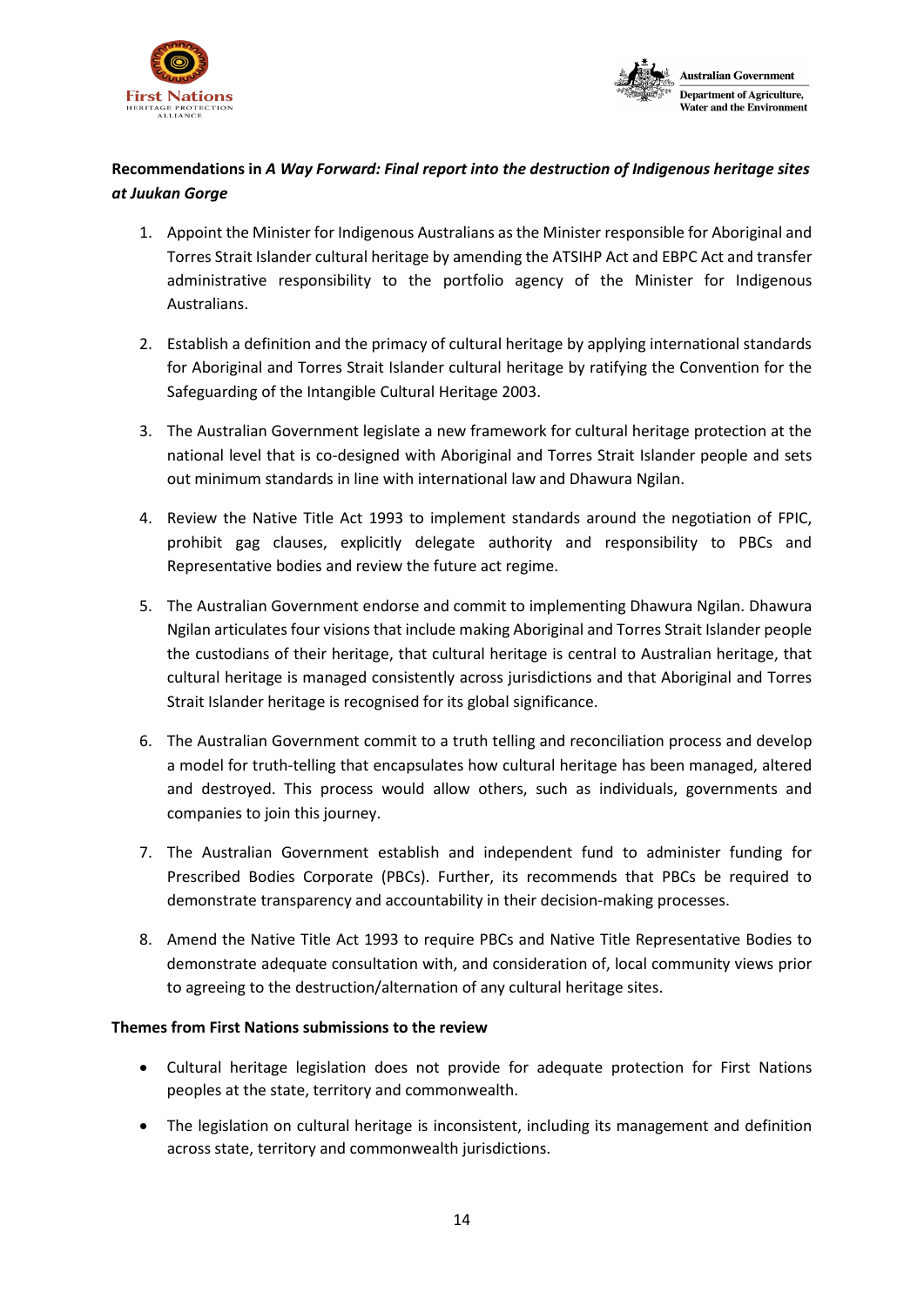**Recommendations in *A Way Forward: Final report into the destruction of Indigenous heritage sites at Juukan Gorge***

1. Appoint the Minister for Indigenous Australians as the Minister responsible for Aboriginal and Torres Strait Islander cultural heritage by amending the ATSIHP Act and EBPC Act and transfer administrative responsibility to the portfolio agency of the Minister for Indigenous Australians.

2. Establish a definition and the primacy of cultural heritage by applying international standards for Aboriginal and Torres Strait Islander cultural heritage by ratifying the Convention for the Safeguarding of the Intangible Cultural Heritage 2003.

3. The Australian Government legislate a new framework for cultural heritage protection at the national level that is co-designed with Aboriginal and Torres Strait Islander people and sets out minimum standards in line with international law and Dhawura Ngilan.

4. Review the Native Title Act 1993 to implement standards around the negotiation of FPIC, prohibit gag clauses, explicitly delegate authority and responsibility to PBCs and Representative bodies and review the future act regime.

5. The Australian Government endorse and commit to implementing Dhawura Ngilan. Dhawura Ngilan articulates four visions that include making Aboriginal and Torres Strait Islander people the custodians of their heritage, that cultural heritage is central to Australian heritage, that cultural heritage is managed consistently across jurisdictions and that Aboriginal and Torres Strait Islander heritage is recognised for its global significance.

6. The Australian Government commit to a truth telling and reconciliation process and develop a model for truth-telling that encapsulates how cultural heritage has been managed, altered and destroyed. This process would allow others, such as individuals, governments and companies to join this journey.

7. The Australian Government establish and independent fund to administer funding for Prescribed Bodies Corporate (PBCs). Further, its recommends that PBCs be required to demonstrate transparency and accountability in their decision-making processes.

8. Amend the Native Title Act 1993 to require PBCs and Native Title Representative Bodies to demonstrate adequate consultation with, and consideration of, local community views prior to agreeing to the destruction/alternation of any cultural heritage sites.

**Themes from First Nations submissions to the review**

- Cultural heritage legislation does not provide for adequate protection for First Nations peoples at the state, territory and commonwealth.

- The legislation on cultural heritage is inconsistent, including its management and definition across state, territory and commonwealth jurisdictions.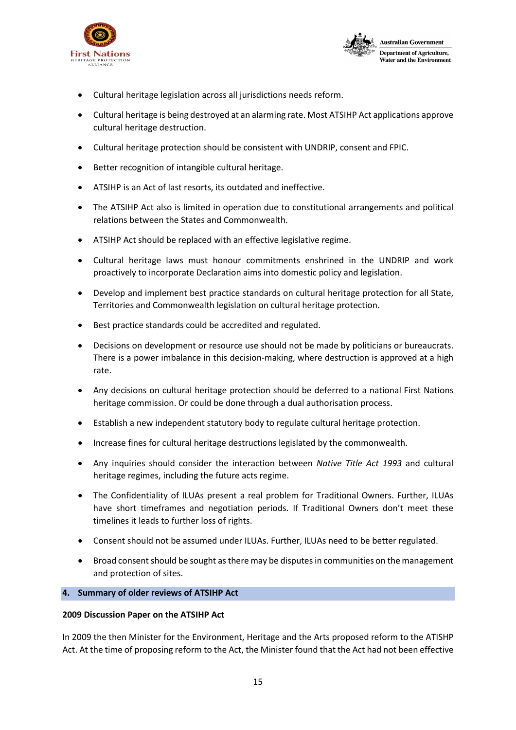- Cultural heritage legislation across all jurisdictions needs reform.
- Cultural heritage is being destroyed at an alarming rate. Most ATSIHP Act applications approve cultural heritage destruction.
- Cultural heritage protection should be consistent with UNDRIP, consent and FPIC.
- Better recognition of intangible cultural heritage.
- ATSIHP is an Act of last resorts, its outdated and ineffective.
- The ATSIHP Act also is limited in operation due to constitutional arrangements and political relations between the States and Commonwealth.
- ATSIHP Act should be replaced with an effective legislative regime.
- Cultural heritage laws must honour commitments enshrined in the UNDRIP and work proactively to incorporate Declaration aims into domestic policy and legislation.
- Develop and implement best practice standards on cultural heritage protection for all State, Territories and Commonwealth legislation on cultural heritage protection.
- Best practice standards could be accredited and regulated.
- Decisions on development or resource use should not be made by politicians or bureaucrats. There is a power imbalance in this decision-making, where destruction is approved at a high rate.
- Any decisions on cultural heritage protection should be deferred to a national First Nations heritage commission. Or could be done through a dual authorisation process.
- Establish a new independent statutory body to regulate cultural heritage protection.
- Increase fines for cultural heritage destructions legislated by the commonwealth.
- Any inquiries should consider the interaction between *Native Title Act 1993* and cultural heritage regimes, including the future acts regime.
- The Confidentiality of ILUAs present a real problem for Traditional Owners. Further, ILUAs have short timeframes and negotiation periods. If Traditional Owners don't meet these timelines it leads to further loss of rights.
- Consent should not be assumed under ILUAs. Further, ILUAs need to be better regulated.
- Broad consent should be sought as there may be disputes in communities on the management and protection of sites.

## 4. Summary of older reviews of ATSIHP Act

**2009 Discussion Paper on the ATSIHP Act**

In 2009 the then Minister for the Environment, Heritage and the Arts proposed reform to the ATISHP Act. At the time of proposing reform to the Act, the Minister found that the Act had not been effective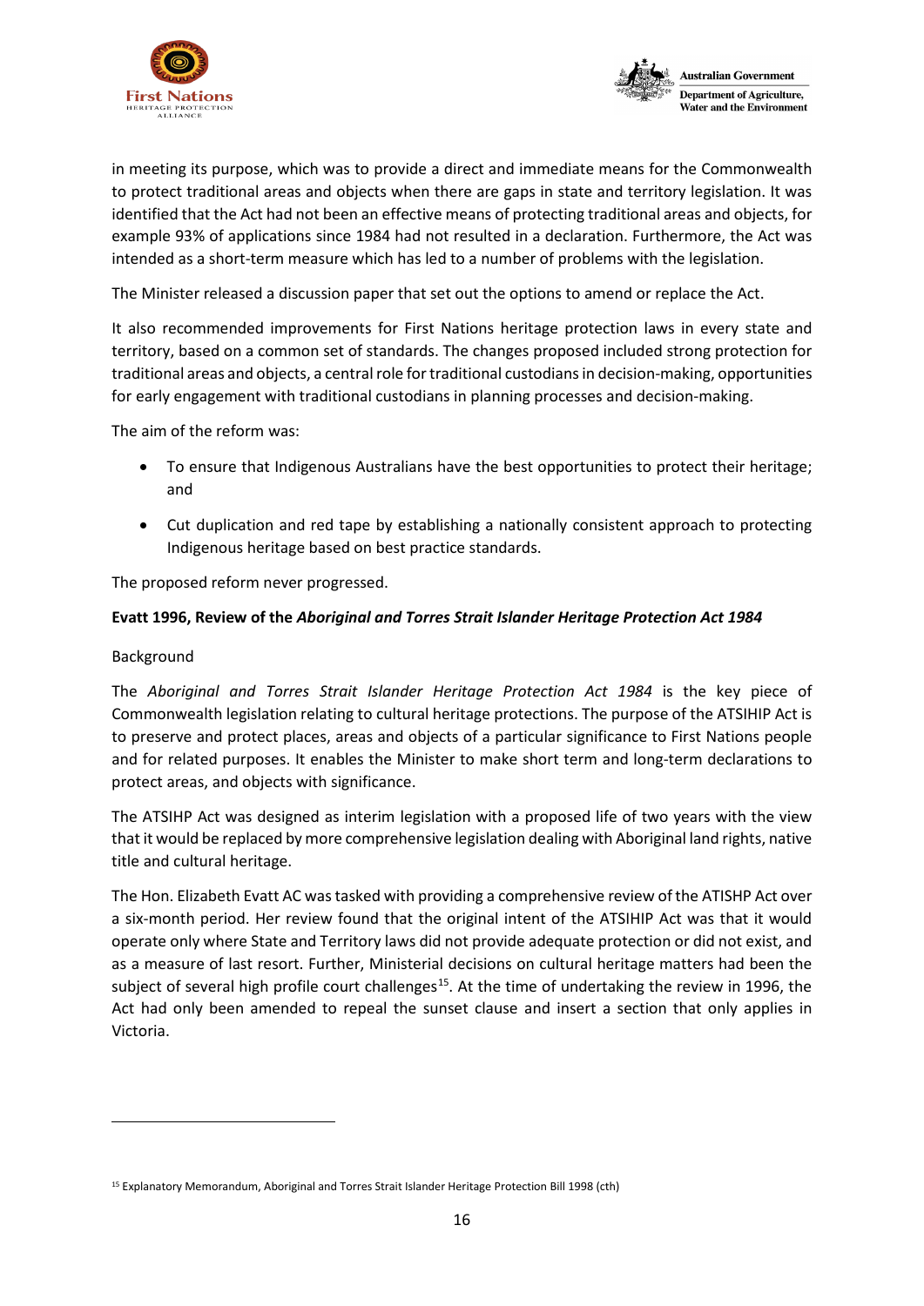in meeting its purpose, which was to provide a direct and immediate means for the Commonwealth to protect traditional areas and objects when there are gaps in state and territory legislation. It was identified that the Act had not been an effective means of protecting traditional areas and objects, for example 93% of applications since 1984 had not resulted in a declaration. Furthermore, the Act was intended as a short-term measure which has led to a number of problems with the legislation.

The Minister released a discussion paper that set out the options to amend or replace the Act.

It also recommended improvements for First Nations heritage protection laws in every state and territory, based on a common set of standards. The changes proposed included strong protection for traditional areas and objects, a central role for traditional custodians in decision-making, opportunities for early engagement with traditional custodians in planning processes and decision-making.

The aim of the reform was:

- To ensure that Indigenous Australians have the best opportunities to protect their heritage; and
- Cut duplication and red tape by establishing a nationally consistent approach to protecting Indigenous heritage based on best practice standards.

The proposed reform never progressed.

**Evatt 1996, Review of the *Aboriginal and Torres Strait Islander Heritage Protection Act 1984***

Background

The *Aboriginal and Torres Strait Islander Heritage Protection Act 1984* is the key piece of Commonwealth legislation relating to cultural heritage protections. The purpose of the ATSIHIP Act is to preserve and protect places, areas and objects of a particular significance to First Nations people and for related purposes. It enables the Minister to make short term and long-term declarations to protect areas, and objects with significance.

The ATSIHIP Act was designed as interim legislation with a proposed life of two years with the view that it would be replaced by more comprehensive legislation dealing with Aboriginal land rights, native title and cultural heritage.

The Hon. Elizabeth Evatt AC was tasked with providing a comprehensive review of the ATISHP Act over a six-month period. Her review found that the original intent of the ATSIHIP Act was that it would operate only where State and Territory laws did not provide adequate protection or did not exist, and as a measure of last resort. Further, Ministerial decisions on cultural heritage matters had been the subject of several high profile court challenges[15]. At the time of undertaking the review in 1996, the Act had only been amended to repeal the sunset clause and insert a section that only applies in Victoria.

[15] Explanatory Memorandum, Aboriginal and Torres Strait Islander Heritage Protection Bill 1998 (cth)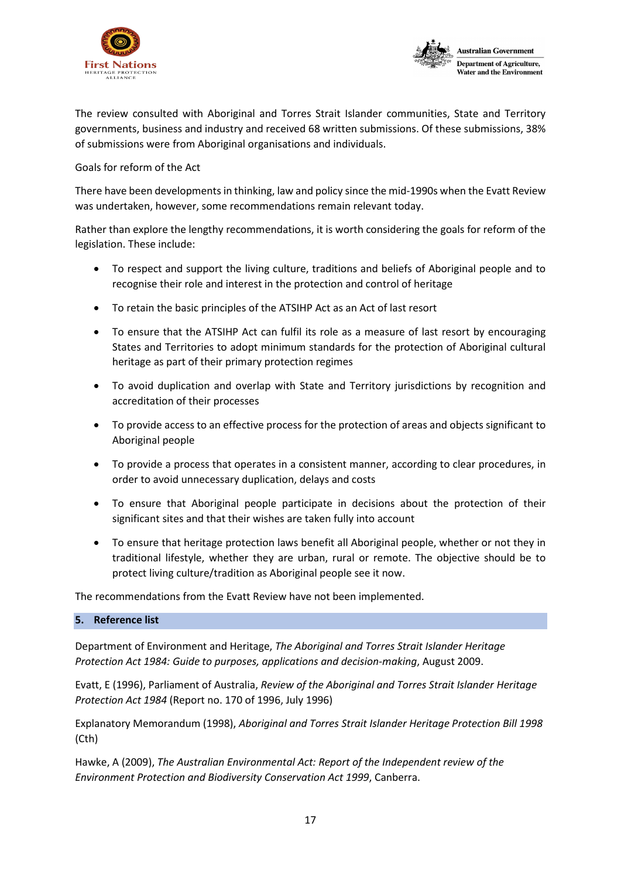The review consulted with Aboriginal and Torres Strait Islander communities, State and Territory governments, business and industry and received 68 written submissions. Of these submissions, 38% of submissions were from Aboriginal organisations and individuals.

Goals for reform of the Act

There have been developments in thinking, law and policy since the mid-1990s when the Evatt Review was undertaken, however, some recommendations remain relevant today.

Rather than explore the lengthy recommendations, it is worth considering the goals for reform of the legislation. These include:

- To respect and support the living culture, traditions and beliefs of Aboriginal people and to recognise their role and interest in the protection and control of heritage
- To retain the basic principles of the ATSIHP Act as an Act of last resort
- To ensure that the ATSIHP Act can fulfil its role as a measure of last resort by encouraging States and Territories to adopt minimum standards for the protection of Aboriginal cultural heritage as part of their primary protection regimes
- To avoid duplication and overlap with State and Territory jurisdictions by recognition and accreditation of their processes
- To provide access to an effective process for the protection of areas and objects significant to Aboriginal people
- To provide a process that operates in a consistent manner, according to clear procedures, in order to avoid unnecessary duplication, delays and costs
- To ensure that Aboriginal people participate in decisions about the protection of their significant sites and that their wishes are taken fully into account
- To ensure that heritage protection laws benefit all Aboriginal people, whether or not they in traditional lifestyle, whether they are urban, rural or remote. The objective should be to protect living culture/tradition as Aboriginal people see it now.

The recommendations from the Evatt Review have not been implemented.

## 5. Reference list

Department of Environment and Heritage, *The Aboriginal and Torres Strait Islander Heritage Protection Act 1984: Guide to purposes, applications and decision-making*, August 2009.

Evatt, E (1996), Parliament of Australia, *Review of the Aboriginal and Torres Strait Islander Heritage Protection Act 1984* (Report no. 170 of 1996, July 1996)

Explanatory Memorandum (1998), *Aboriginal and Torres Strait Islander Heritage Protection Bill 1998* (Cth)

Hawke, A (2009), *The Australian Environmental Act: Report of the Independent review of the Environment Protection and Biodiversity Conservation Act 1999*, Canberra.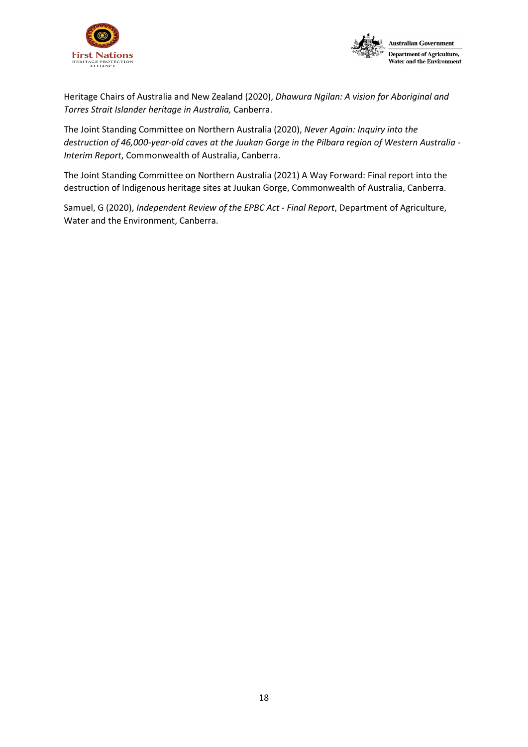Heritage Chairs of Australia and New Zealand (2020), *Dhawura Ngilan: A vision for Aboriginal and Torres Strait Islander heritage in Australia,* Canberra.

The Joint Standing Committee on Northern Australia (2020), *Never Again: Inquiry into the destruction of 46,000-year-old caves at the Juukan Gorge in the Pilbara region of Western Australia - Interim Report*, Commonwealth of Australia, Canberra.

The Joint Standing Committee on Northern Australia (2021) A Way Forward: Final report into the destruction of Indigenous heritage sites at Juukan Gorge, Commonwealth of Australia, Canberra.

Samuel, G (2020), *Independent Review of the EPBC Act - Final Report*, Department of Agriculture, Water and the Environment, Canberra.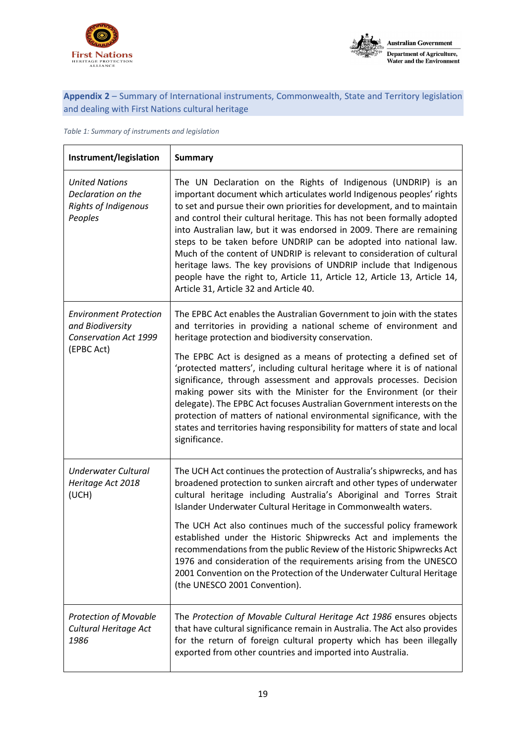**Appendix 2** – Summary of International instruments, Commonwealth, State and Territory legislation and dealing with First Nations cultural heritage

*Table 1: Summary of instruments and legislation*

| Instrument/legislation | Summary |
|---|---|
| *United Nations Declaration on the Rights of Indigenous Peoples* | The UN Declaration on the Rights of Indigenous (UNDRIP) is an important document which articulates world Indigenous peoples' rights to set and pursue their own priorities for development, and to maintain and control their cultural heritage. This has not been formally adopted into Australian law, but it was endorsed in 2009. There are remaining steps to be taken before UNDRIP can be adopted into national law. Much of the content of UNDRIP is relevant to consideration of cultural heritage laws. The key provisions of UNDRIP include that Indigenous people have the right to, Article 11, Article 12, Article 13, Article 14, Article 31, Article 32 and Article 40. |
| *Environment Protection and Biodiversity Conservation Act 1999* (EPBC Act) | The EPBC Act enables the Australian Government to join with the states and territories in providing a national scheme of environment and heritage protection and biodiversity conservation.<br><br>The EPBC Act is designed as a means of protecting a defined set of 'protected matters', including cultural heritage where it is of national significance, through assessment and approvals processes. Decision making power sits with the Minister for the Environment (or their delegate). The EPBC Act focuses Australian Government interests on the protection of matters of national environmental significance, with the states and territories having responsibility for matters of state and local significance. |
| *Underwater Cultural Heritage Act 2018* (UCH) | The UCH Act continues the protection of Australia's shipwrecks, and has broadened protection to sunken aircraft and other types of underwater cultural heritage including Australia's Aboriginal and Torres Strait Islander Underwater Cultural Heritage in Commonwealth waters.<br><br>The UCH Act also continues much of the successful policy framework established under the Historic Shipwrecks Act and implements the recommendations from the public Review of the Historic Shipwrecks Act 1976 and consideration of the requirements arising from the UNESCO 2001 Convention on the Protection of the Underwater Cultural Heritage (the UNESCO 2001 Convention). |
| *Protection of Movable Cultural Heritage Act 1986* | The *Protection of Movable Cultural Heritage Act 1986* ensures objects that have cultural significance remain in Australia. The Act also provides for the return of foreign cultural property which has been illegally exported from other countries and imported into Australia. |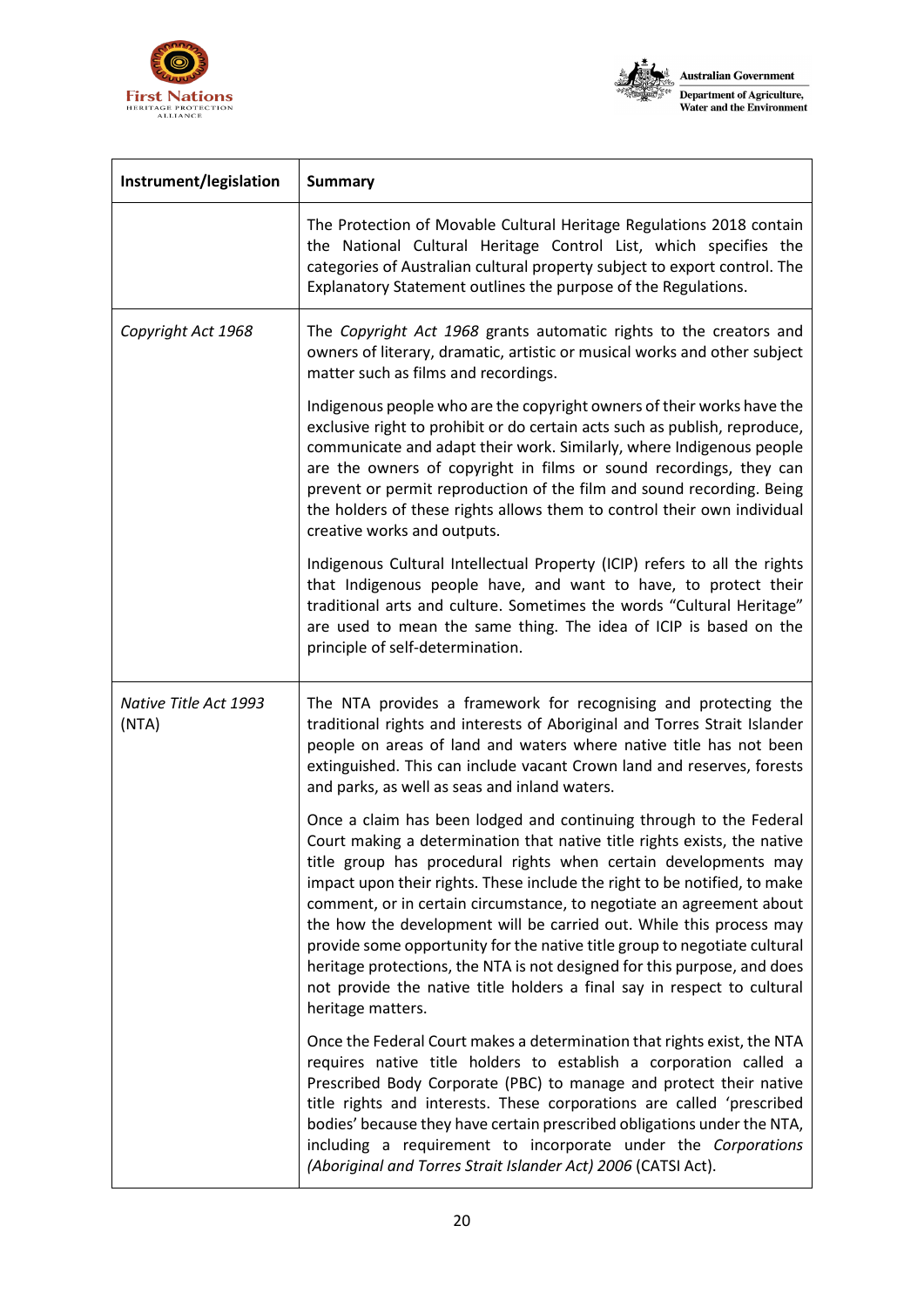| Instrument/legislation | Summary |
|---|---|
| | The Protection of Movable Cultural Heritage Regulations 2018 contain the National Cultural Heritage Control List, which specifies the categories of Australian cultural property subject to export control. The Explanatory Statement outlines the purpose of the Regulations. |
| *Copyright Act 1968* | The *Copyright Act 1968* grants automatic rights to the creators and owners of literary, dramatic, artistic or musical works and other subject matter such as films and recordings.<br><br>Indigenous people who are the copyright owners of their works have the exclusive right to prohibit or do certain acts such as publish, reproduce, communicate and adapt their work. Similarly, where Indigenous people are the owners of copyright in films or sound recordings, they can prevent or permit reproduction of the film and sound recording. Being the holders of these rights allows them to control their own individual creative works and outputs.<br><br>Indigenous Cultural Intellectual Property (ICIP) refers to all the rights that Indigenous people have, and want to have, to protect their traditional arts and culture. Sometimes the words "Cultural Heritage" are used to mean the same thing. The idea of ICIP is based on the principle of self-determination. |
| *Native Title Act 1993* (NTA) | The NTA provides a framework for recognising and protecting the traditional rights and interests of Aboriginal and Torres Strait Islander people on areas of land and waters where native title has not been extinguished. This can include vacant Crown land and reserves, forests and parks, as well as seas and inland waters.<br><br>Once a claim has been lodged and continuing through to the Federal Court making a determination that native title rights exists, the native title group has procedural rights when certain developments may impact upon their rights. These include the right to be notified, to make comment, or in certain circumstance, to negotiate an agreement about the how the development will be carried out. While this process may provide some opportunity for the native title group to negotiate cultural heritage protections, the NTA is not designed for this purpose, and does not provide the native title holders a final say in respect to cultural heritage matters.<br><br>Once the Federal Court makes a determination that rights exist, the NTA requires native title holders to establish a corporation called a Prescribed Body Corporate (PBC) to manage and protect their native title rights and interests. These corporations are called 'prescribed bodies' because they have certain prescribed obligations under the NTA, including a requirement to incorporate under the *Corporations (Aboriginal and Torres Strait Islander Act) 2006* (CATSI Act). |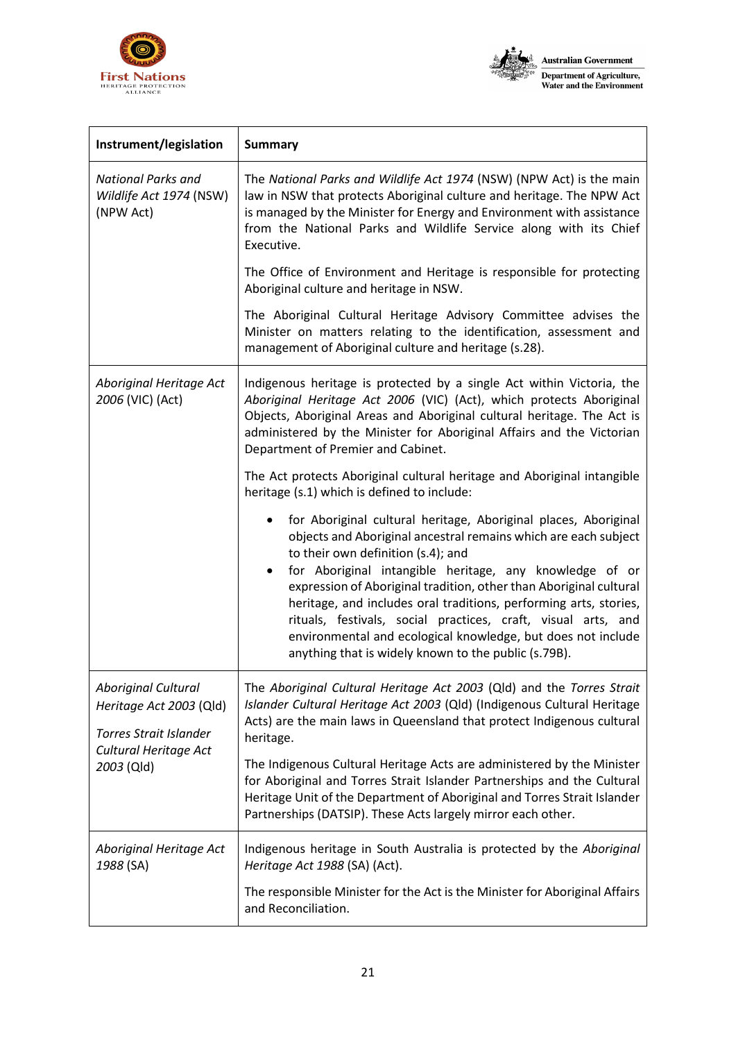| Instrument/legislation | Summary |
|---|---|
| *National Parks and Wildlife Act 1974* (NSW) (NPW Act) | The *National Parks and Wildlife Act 1974* (NSW) (NPW Act) is the main law in NSW that protects Aboriginal culture and heritage. The NPW Act is managed by the Minister for Energy and Environment with assistance from the National Parks and Wildlife Service along with its Chief Executive.<br><br>The Office of Environment and Heritage is responsible for protecting Aboriginal culture and heritage in NSW.<br><br>The Aboriginal Cultural Heritage Advisory Committee advises the Minister on matters relating to the identification, assessment and management of Aboriginal culture and heritage (s.28). |
| *Aboriginal Heritage Act 2006* (VIC) (Act) | Indigenous heritage is protected by a single Act within Victoria, the *Aboriginal Heritage Act 2006* (VIC) (Act), which protects Aboriginal Objects, Aboriginal Areas and Aboriginal cultural heritage. The Act is administered by the Minister for Aboriginal Affairs and the Victorian Department of Premier and Cabinet.<br><br>The Act protects Aboriginal cultural heritage and Aboriginal intangible heritage (s.1) which is defined to include:<br><br>• for Aboriginal cultural heritage, Aboriginal places, Aboriginal objects and Aboriginal ancestral remains which are each subject to their own definition (s.4); and<br>• for Aboriginal intangible heritage, any knowledge of or expression of Aboriginal tradition, other than Aboriginal cultural heritage, and includes oral traditions, performing arts, stories, rituals, festivals, social practices, craft, visual arts, and environmental and ecological knowledge, but does not include anything that is widely known to the public (s.79B). |
| *Aboriginal Cultural Heritage Act 2003* (Qld)<br><br>*Torres Strait Islander Cultural Heritage Act 2003* (Qld) | The *Aboriginal Cultural Heritage Act 2003* (Qld) and the *Torres Strait Islander Cultural Heritage Act 2003* (Qld) (Indigenous Cultural Heritage Acts) are the main laws in Queensland that protect Indigenous cultural heritage.<br><br>The Indigenous Cultural Heritage Acts are administered by the Minister for Aboriginal and Torres Strait Islander Partnerships and the Cultural Heritage Unit of the Department of Aboriginal and Torres Strait Islander Partnerships (DATSIP). These Acts largely mirror each other. |
| *Aboriginal Heritage Act 1988* (SA) | Indigenous heritage in South Australia is protected by the *Aboriginal Heritage Act 1988* (SA) (Act).<br><br>The responsible Minister for the Act is the Minister for Aboriginal Affairs and Reconciliation. |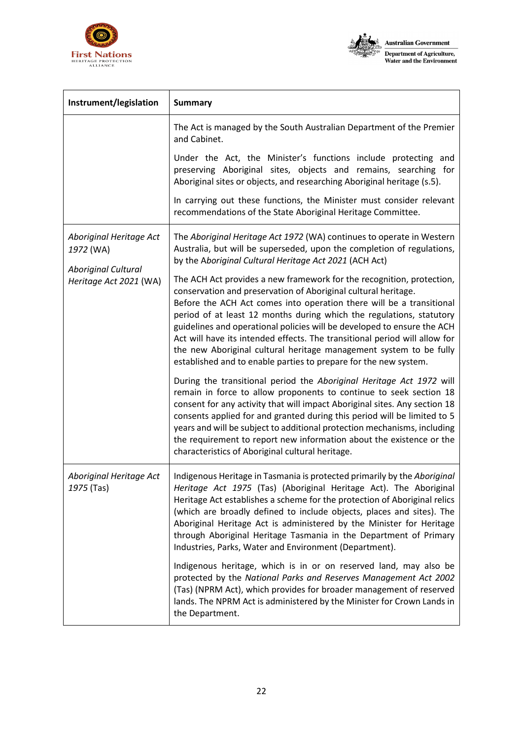| Instrument/legislation | Summary |
|---|---|
| | The Act is managed by the South Australian Department of the Premier and Cabinet.<br><br>Under the Act, the Minister's functions include protecting and preserving Aboriginal sites, objects and remains, searching for Aboriginal sites or objects, and researching Aboriginal heritage (s.5).<br><br>In carrying out these functions, the Minister must consider relevant recommendations of the State Aboriginal Heritage Committee. |
| *Aboriginal Heritage Act 1972* (WA)<br><br>*Aboriginal Cultural Heritage Act 2021* (WA) | The *Aboriginal Heritage Act 1972* (WA) continues to operate in Western Australia, but will be superseded, upon the completion of regulations, by the A*boriginal Cultural Heritage Act 2021* (ACH Act)<br><br>The ACH Act provides a new framework for the recognition, protection, conservation and preservation of Aboriginal cultural heritage. Before the ACH Act comes into operation there will be a transitional period of at least 12 months during which the regulations, statutory guidelines and operational policies will be developed to ensure the ACH Act will have its intended effects. The transitional period will allow for the new Aboriginal cultural heritage management system to be fully established and to enable parties to prepare for the new system.<br><br>During the transitional period the *Aboriginal Heritage Act 1972* will remain in force to allow proponents to continue to seek section 18 consent for any activity that will impact Aboriginal sites. Any section 18 consents applied for and granted during this period will be limited to 5 years and will be subject to additional protection mechanisms, including the requirement to report new information about the existence or the characteristics of Aboriginal cultural heritage. |
| *Aboriginal Heritage Act 1975* (Tas) | Indigenous Heritage in Tasmania is protected primarily by the *Aboriginal Heritage Act 1975* (Tas) (Aboriginal Heritage Act). The Aboriginal Heritage Act establishes a scheme for the protection of Aboriginal relics (which are broadly defined to include objects, places and sites). The Aboriginal Heritage Act is administered by the Minister for Heritage through Aboriginal Heritage Tasmania in the Department of Primary Industries, Parks, Water and Environment (Department).<br><br>Indigenous heritage, which is in or on reserved land, may also be protected by the *National Parks and Reserves Management Act 2002* (Tas) (NPRM Act), which provides for broader management of reserved lands. The NPRM Act is administered by the Minister for Crown Lands in the Department. |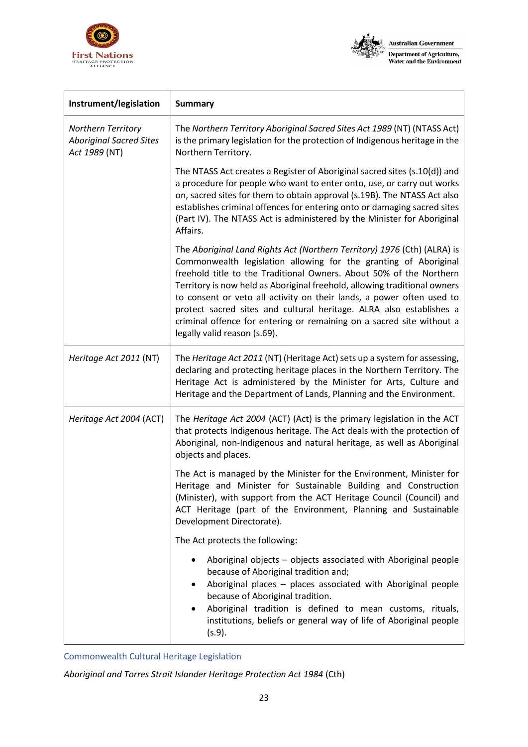| Instrument/legislation | Summary |
|---|---|
| *Northern Territory Aboriginal Sacred Sites Act 1989* (NT) | The *Northern Territory Aboriginal Sacred Sites Act 1989* (NT) (NTASS Act) is the primary legislation for the protection of Indigenous heritage in the Northern Territory.<br><br>The NTASS Act creates a Register of Aboriginal sacred sites (s.10(d)) and a procedure for people who want to enter onto, use, or carry out works on, sacred sites for them to obtain approval (s.19B). The NTASS Act also establishes criminal offences for entering onto or damaging sacred sites (Part IV). The NTASS Act is administered by the Minister for Aboriginal Affairs.<br><br>The *Aboriginal Land Rights Act (Northern Territory) 1976* (Cth) (ALRA) is Commonwealth legislation allowing for the granting of Aboriginal freehold title to the Traditional Owners. About 50% of the Northern Territory is now held as Aboriginal freehold, allowing traditional owners to consent or veto all activity on their lands, a power often used to protect sacred sites and cultural heritage. ALRA also establishes a criminal offence for entering or remaining on a sacred site without a legally valid reason (s.69). |
| *Heritage Act 2011* (NT) | The *Heritage Act 2011* (NT) (Heritage Act) sets up a system for assessing, declaring and protecting heritage places in the Northern Territory. The Heritage Act is administered by the Minister for Arts, Culture and Heritage and the Department of Lands, Planning and the Environment. |
| *Heritage Act 2004* (ACT) | The *Heritage Act 2004* (ACT) (Act) is the primary legislation in the ACT that protects Indigenous heritage. The Act deals with the protection of Aboriginal, non-Indigenous and natural heritage, as well as Aboriginal objects and places.<br><br>The Act is managed by the Minister for the Environment, Minister for Heritage and Minister for Sustainable Building and Construction (Minister), with support from the ACT Heritage Council (Council) and ACT Heritage (part of the Environment, Planning and Sustainable Development Directorate).<br><br>The Act protects the following:<br><br>• Aboriginal objects – objects associated with Aboriginal people because of Aboriginal tradition and;<br>• Aboriginal places – places associated with Aboriginal people because of Aboriginal tradition.<br>• Aboriginal tradition is defined to mean customs, rituals, institutions, beliefs or general way of life of Aboriginal people (s.9). |

## Commonwealth Cultural Heritage Legislation

*Aboriginal and Torres Strait Islander Heritage Protection Act 1984* (Cth)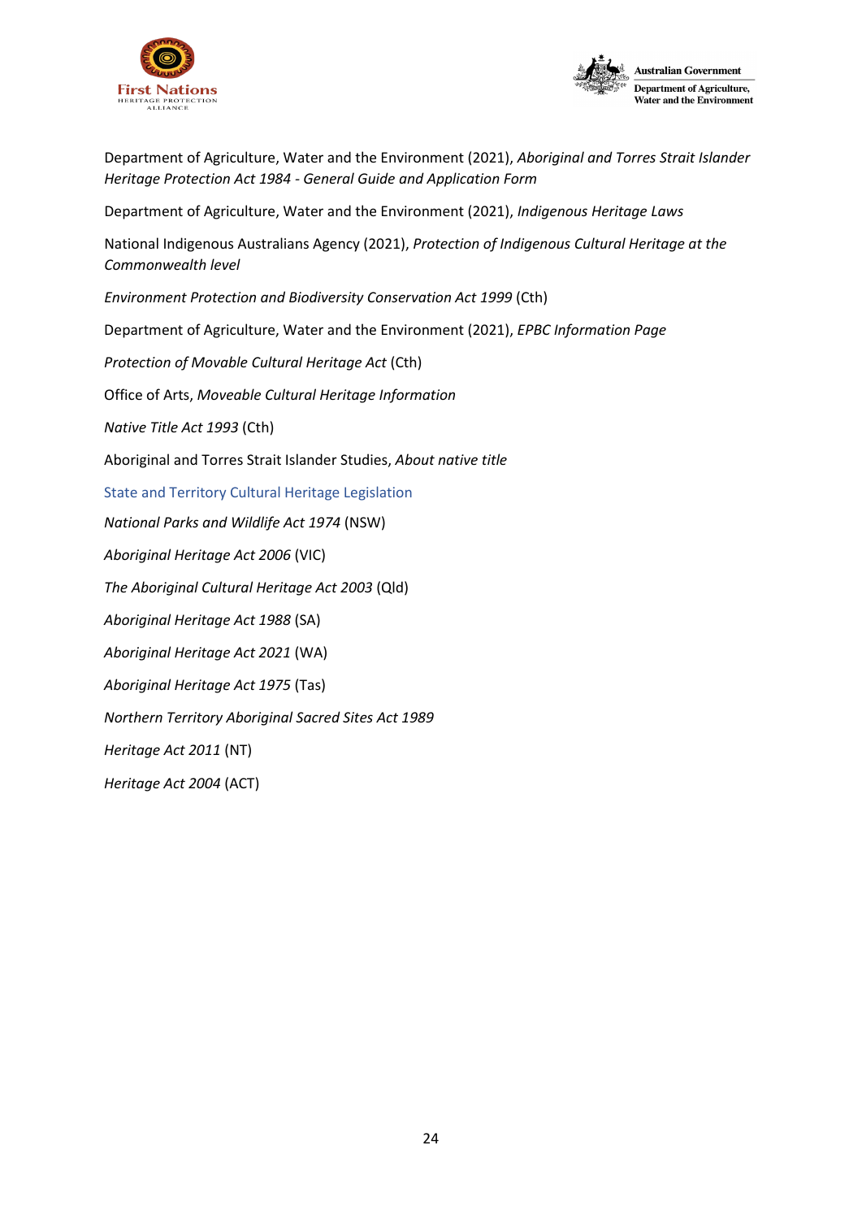Department of Agriculture, Water and the Environment (2021), *Aboriginal and Torres Strait Islander Heritage Protection Act 1984 - General Guide and Application Form*

Department of Agriculture, Water and the Environment (2021), *Indigenous Heritage Laws*

National Indigenous Australians Agency (2021), *Protection of Indigenous Cultural Heritage at the Commonwealth level*

*Environment Protection and Biodiversity Conservation Act 1999* (Cth)

Department of Agriculture, Water and the Environment (2021), *EPBC Information Page*

*Protection of Movable Cultural Heritage Act* (Cth)

Office of Arts, *Moveable Cultural Heritage Information*

*Native Title Act 1993* (Cth)

Aboriginal and Torres Strait Islander Studies, *About native title*

## State and Territory Cultural Heritage Legislation

*National Parks and Wildlife Act 1974* (NSW)

*Aboriginal Heritage Act 2006* (VIC)

*The Aboriginal Cultural Heritage Act 2003* (Qld)

*Aboriginal Heritage Act 1988* (SA)

*Aboriginal Heritage Act 2021* (WA)

*Aboriginal Heritage Act 1975* (Tas)

*Northern Territory Aboriginal Sacred Sites Act 1989*

*Heritage Act 2011* (NT)

*Heritage Act 2004* (ACT)